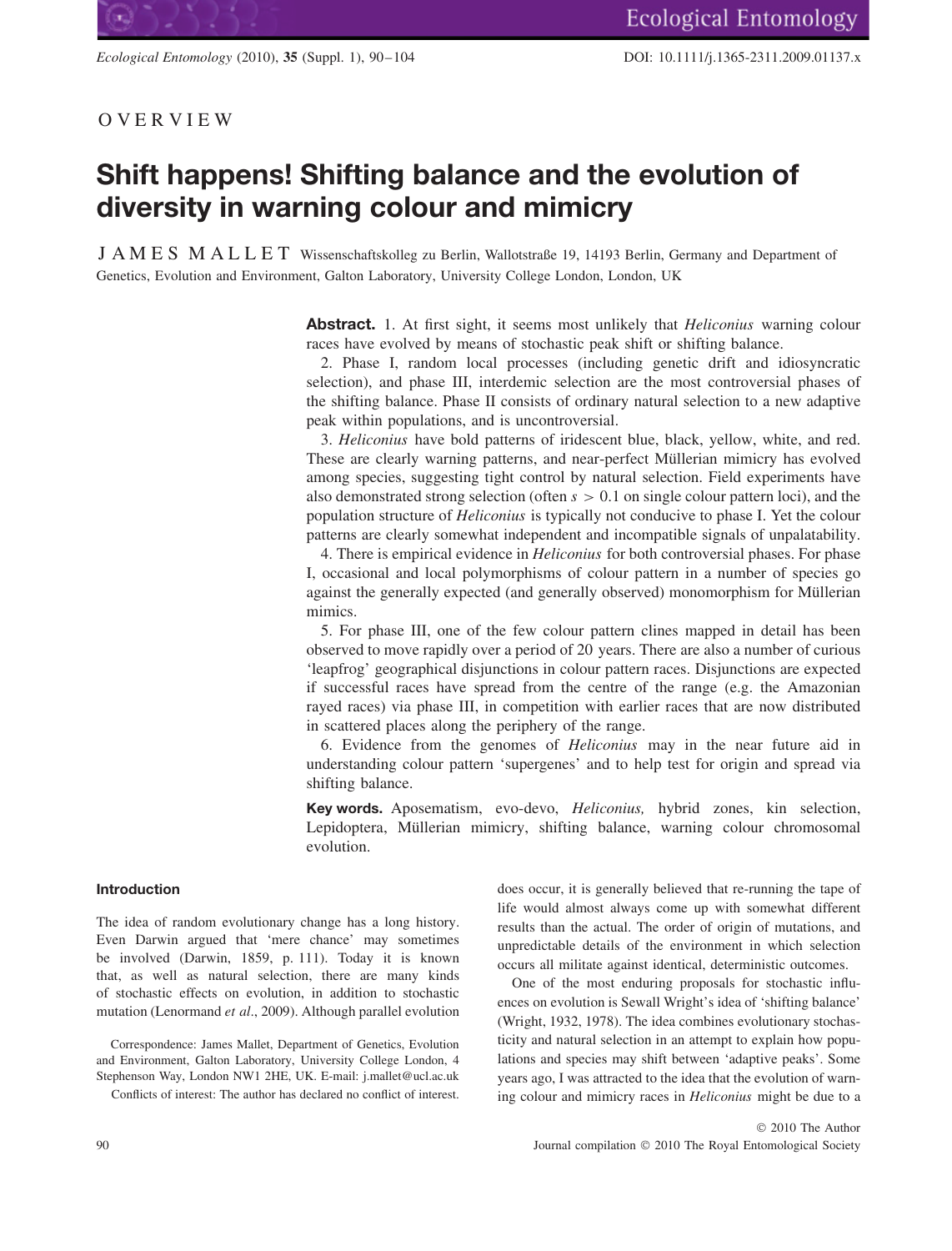OVERVIEW

# Shift happens! Shifting balance and the evolution of diversity in warning colour and mimicry

JAMES MALLET Wissenschaftskolleg zu Berlin, Wallotstraße 19, 14193 Berlin, Germany and Department of Genetics, Evolution and Environment, Galton Laboratory, University College London, London, UK

**Abstract.** 1. At first sight, it seems most unlikely that *Heliconius* warning colour races have evolved by means of stochastic peak shift or shifting balance.

2. Phase I, random local processes (including genetic drift and idiosyncratic selection), and phase III, interdemic selection are the most controversial phases of the shifting balance. Phase II consists of ordinary natural selection to a new adaptive peak within populations, and is uncontroversial.

3. *Heliconius* have bold patterns of iridescent blue, black, yellow, white, and red. These are clearly warning patterns, and near-perfect Müllerian mimicry has evolved among species, suggesting tight control by natural selection. Field experiments have also demonstrated strong selection (often $s > 0.1$ on single colour pattern loci), and the population structure of *Heliconius* is typically not conducive to phase I. Yet the colour patterns are clearly somewhat independent and incompatible signals of unpalatability.

4. There is empirical evidence in *Heliconius* for both controversial phases. For phase I, occasional and local polymorphisms of colour pattern in a number of species go against the generally expected (and generally observed) monomorphism for Müllerian mimics.

5. For phase III, one of the few colour pattern clines mapped in detail has been observed to move rapidly over a period of 20 years. There are also a number of curious 'leapfrog' geographical disjunctions in colour pattern races. Disjunctions are expected if successful races have spread from the centre of the range (e.g. the Amazonian rayed races) via phase III, in competition with earlier races that are now distributed in scattered places along the periphery of the range.

6. Evidence from the genomes of *Heliconius* may in the near future aid in understanding colour pattern 'supergenes' and to help test for origin and spread via shifting balance.

**Key words.** Aposematism, evo-devo, *Heliconius,* hybrid zones, kin selection, Lepidoptera, Müllerian mimicry, shifting balance, warning colour chromosomal evolution.

## Introduction

The idea of random evolutionary change has a long history. Even Darwin argued that 'mere chance' may sometimes be involved (Darwin, 1859, p. 111). Today it is known that, as well as natural selection, there are many kinds of stochastic effects on evolution, in addition to stochastic mutation (Lenormand *et al*., 2009). Although parallel evolution does occur, it is generally believed that re-running the tape of life would almost always come up with somewhat different results than the actual. The order of origin of mutations, and unpredictable details of the environment in which selection occurs all militate against identical, deterministic outcomes.

One of the most enduring proposals for stochastic influences on evolution is Sewall Wright's idea of 'shifting balance' (Wright, 1932, 1978). The idea combines evolutionary stochasticity and natural selection in an attempt to explain how populations and species may shift between 'adaptive peaks'. Some years ago, I was attracted to the idea that the evolution of warning colour and mimicry races in *Heliconius* might be due to a

Correspondence: James Mallet, Department of Genetics, Evolution and Environment, Galton Laboratory, University College London, 4 Stephenson Way, London NW1 2HE, UK. E-mail: j.mallet@ucl.ac.uk

Conflicts of interest: The author has declared no conflict of interest.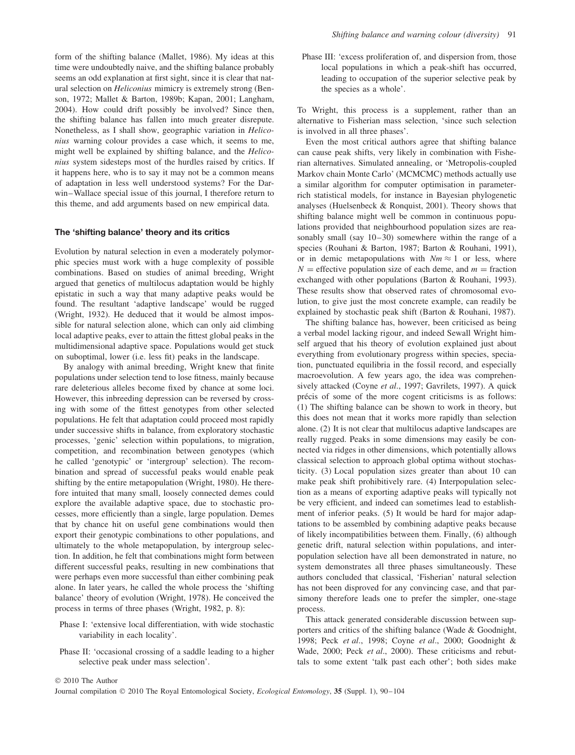form of the shifting balance (Mallet, 1986). My ideas at this time were undoubtedly naive, and the shifting balance probably seems an odd explanation at first sight, since it is clear that natural selection on *Heliconius* mimicry is extremely strong (Benson, 1972; Mallet & Barton, 1989b; Kapan, 2001; Langham, 2004). How could drift possibly be involved? Since then, the shifting balance has fallen into much greater disrepute. Nonetheless, as I shall show, geographic variation in *Heliconius* warning colour provides a case which, it seems to me, might well be explained by shifting balance, and the *Heliconius* system sidesteps most of the hurdles raised by critics. If it happens here, who is to say it may not be a common means of adaptation in less well understood systems? For the Darwin–Wallace special issue of this journal, I therefore return to this theme, and add arguments based on new empirical data.

## The 'shifting balance' theory and its critics

Evolution by natural selection in even a moderately polymorphic species must work with a huge complexity of possible combinations. Based on studies of animal breeding, Wright argued that genetics of multilocus adaptation would be highly epistatic in such a way that many adaptive peaks would be found. The resultant 'adaptive landscape' would be rugged (Wright, 1932). He deduced that it would be almost impossible for natural selection alone, which can only aid climbing local adaptive peaks, ever to attain the fittest global peaks in the multidimensional adaptive space. Populations would get stuck on suboptimal, lower (i.e. less fit) peaks in the landscape.

By analogy with animal breeding, Wright knew that finite populations under selection tend to lose fitness, mainly because rare deleterious alleles become fixed by chance at some loci. However, this inbreeding depression can be reversed by crossing with some of the fittest genotypes from other selected populations. He felt that adaptation could proceed most rapidly under successive shifts in balance, from exploratory stochastic processes, 'genic' selection within populations, to migration, competition, and recombination between genotypes (which he called 'genotypic' or 'intergroup' selection). The recombination and spread of successful peaks would enable peak shifting by the entire metapopulation (Wright, 1980). He therefore intuited that many small, loosely connected demes could explore the available adaptive space, due to stochastic processes, more efficiently than a single, large population. Demes that by chance hit on useful gene combinations would then export their genotypic combinations to other populations, and ultimately to the whole metapopulation, by intergroup selection. In addition, he felt that combinations might form between different successful peaks, resulting in new combinations that were perhaps even more successful than either combining peak alone. In later years, he called the whole process the 'shifting balance' theory of evolution (Wright, 1978). He conceived the process in terms of three phases (Wright, 1982, p. 8):

Phase I: 'extensive local differentiation, with wide stochastic variability in each locality'.

Phase II: 'occasional crossing of a saddle leading to a higher selective peak under mass selection'.

Phase III: 'excess proliferation of, and dispersion from, those local populations in which a peak-shift has occurred, leading to occupation of the superior selective peak by the species as a whole'.

To Wright, this process is a supplement, rather than an alternative to Fisherian mass selection, 'since such selection is involved in all three phases'.

Even the most critical authors agree that shifting balance can cause peak shifts, very likely in combination with Fisherian alternatives. Simulated annealing, or 'Metropolis-coupled Markov chain Monte Carlo' (MCMCMC) methods actually use a similar algorithm for computer optimisation in parameter-rich statistical models, for instance in Bayesian phylogenetic analyses (Huelsenbeck & Ronquist, 2001). Theory shows that shifting balance might well be common in continuous populations provided that neighbourhood population sizes are reasonably small (say 10–30) somewhere within the range of a species (Rouhani & Barton, 1987; Barton & Rouhani, 1991), or in demic metapopulations with $Nm \approx 1$ or less, where $N$ = effective population size of each deme, and $m$ = fraction exchanged with other populations (Barton & Rouhani, 1993). These results show that observed rates of chromosomal evolution, to give just the most concrete example, can readily be explained by stochastic peak shift (Barton & Rouhani, 1987).

The shifting balance has, however, been criticised as being a verbal model lacking rigour, and indeed Sewall Wright himself argued that his theory of evolution explained just about everything from evolutionary progress within species, speciation, punctuated equilibria in the fossil record, and especially macroevolution. A few years ago, the idea was comprehensively attacked (Coyne *et al*., 1997; Gavrilets, 1997). A quick précis of some of the more cogent criticisms is as follows: (1) The shifting balance can be shown to work in theory, but this does not mean that it works more rapidly than selection alone. (2) It is not clear that multilocus adaptive landscapes are really rugged. Peaks in some dimensions may easily be connected via ridges in other dimensions, which potentially allows classical selection to approach global optima without stochasticity. (3) Local population sizes greater than about 10 can make peak shift prohibitively rare. (4) Interpopulation selection as a means of exporting adaptive peaks will typically not be very efficient, and indeed can sometimes lead to establishment of inferior peaks. (5) It would be hard for major adaptations to be assembled by combining adaptive peaks because of likely incompatibilities between them. Finally, (6) although genetic drift, natural selection within populations, and interpopulation selection have all been demonstrated in nature, no system demonstrates all three phases simultaneously. These authors concluded that classical, 'Fisherian' natural selection has not been disproved for any convincing case, and that parsimony therefore leads one to prefer the simpler, one-stage process.

This attack generated considerable discussion between supporters and critics of the shifting balance (Wade & Goodnight, 1998; Peck *et al*., 1998; Coyne *et al*., 2000; Goodnight & Wade, 2000; Peck *et al*., 2000). These criticisms and rebuttals to some extent 'talk past each other'; both sides make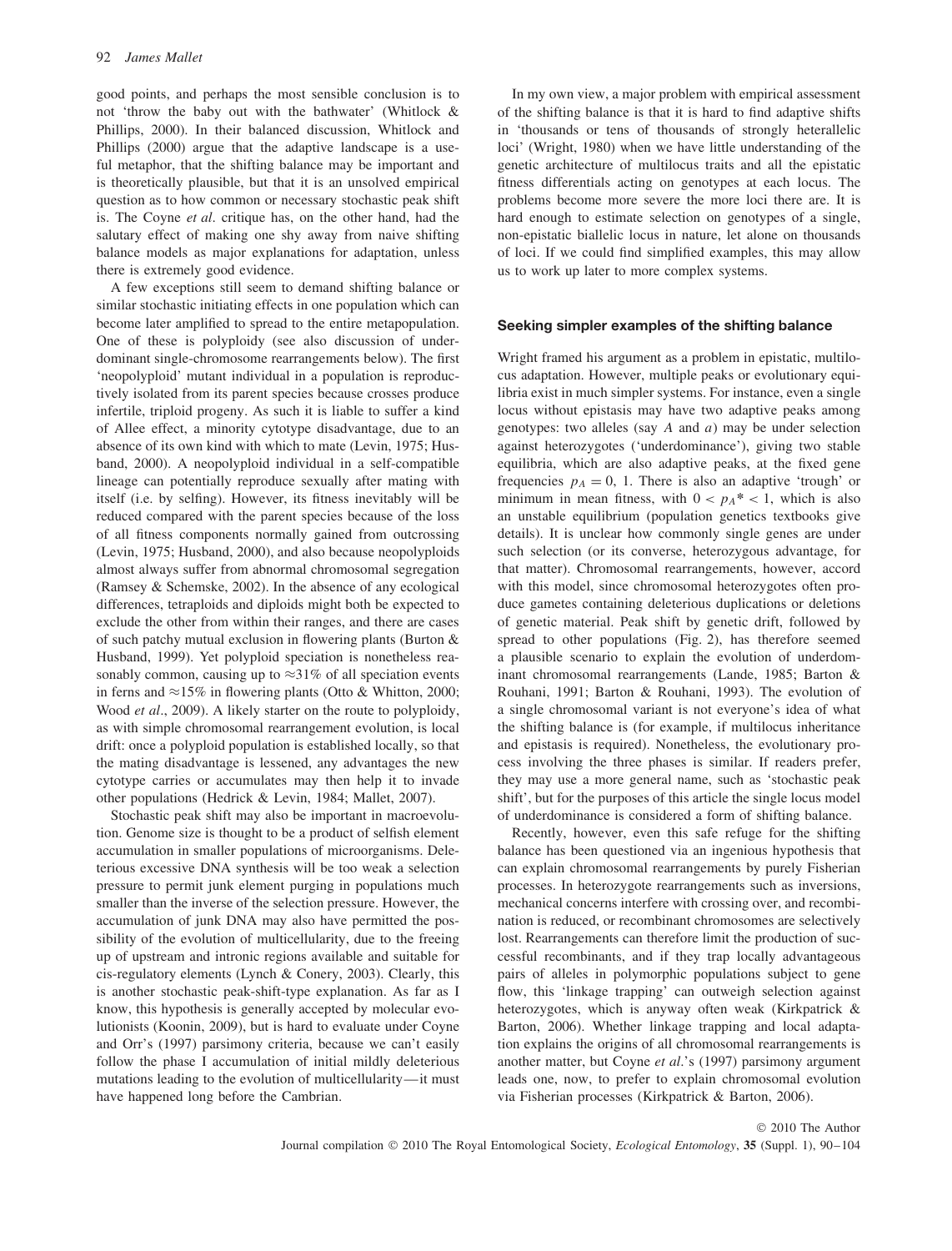good points, and perhaps the most sensible conclusion is to not 'throw the baby out with the bathwater' (Whitlock & Phillips, 2000). In their balanced discussion, Whitlock and Phillips (2000) argue that the adaptive landscape is a useful metaphor, that the shifting balance may be important and is theoretically plausible, but that it is an unsolved empirical question as to how common or necessary stochastic peak shift is. The Coyne *et al*. critique has, on the other hand, had the salutary effect of making one shy away from naive shifting balance models as major explanations for adaptation, unless there is extremely good evidence.

A few exceptions still seem to demand shifting balance or similar stochastic initiating effects in one population which can become later amplified to spread to the entire metapopulation. One of these is polyploidy (see also discussion of underdominant single-chromosome rearrangements below). The first 'neopolyploid' mutant individual in a population is reproductively isolated from its parent species because crosses produce infertile, triploid progeny. As such it is liable to suffer a kind of Allee effect, a minority cytotype disadvantage, due to an absence of its own kind with which to mate (Levin, 1975; Husband, 2000). A neopolyploid individual in a self-compatible lineage can potentially reproduce sexually after mating with itself (i.e. by selfing). However, its fitness inevitably will be reduced compared with the parent species because of the loss of all fitness components normally gained from outcrossing (Levin, 1975; Husband, 2000), and also because neopolyploids almost always suffer from abnormal chromosomal segregation (Ramsey & Schemske, 2002). In the absence of any ecological differences, tetraploids and diploids might both be expected to exclude the other from within their ranges, and there are cases of such patchy mutual exclusion in flowering plants (Burton & Husband, 1999). Yet polyploid speciation is nonetheless reasonably common, causing up to ≈31% of all speciation events in ferns and ≈15% in flowering plants (Otto & Whitton, 2000; Wood *et al*., 2009). A likely starter on the route to polyploidy, as with simple chromosomal rearrangement evolution, is local drift: once a polyploid population is established locally, so that the mating disadvantage is lessened, any advantages the new cytotype carries or accumulates may then help it to invade other populations (Hedrick & Levin, 1984; Mallet, 2007).

Stochastic peak shift may also be important in macroevolution. Genome size is thought to be a product of selfish element accumulation in smaller populations of microorganisms. Deleterious excessive DNA synthesis will be too weak a selection pressure to permit junk element purging in populations much smaller than the inverse of the selection pressure. However, the accumulation of junk DNA may also have permitted the possibility of the evolution of multicellularity, due to the freeing up of upstream and intronic regions available and suitable for cis-regulatory elements (Lynch & Conery, 2003). Clearly, this is another stochastic peak-shift-type explanation. As far as I know, this hypothesis is generally accepted by molecular evolutionists (Koonin, 2009), but is hard to evaluate under Coyne and Orr's (1997) parsimony criteria, because we can't easily follow the phase I accumulation of initial mildly deleterious mutations leading to the evolution of multicellularity—it must have happened long before the Cambrian.

In my own view, a major problem with empirical assessment of the shifting balance is that it is hard to find adaptive shifts in 'thousands or tens of thousands of strongly heterallelic loci' (Wright, 1980) when we have little understanding of the genetic architecture of multilocus traits and all the epistatic fitness differentials acting on genotypes at each locus. The problems become more severe the more loci there are. It is hard enough to estimate selection on genotypes of a single, non-epistatic biallelic locus in nature, let alone on thousands of loci. If we could find simplified examples, this may allow us to work up later to more complex systems.

### Seeking simpler examples of the shifting balance

Wright framed his argument as a problem in epistatic, multilocus adaptation. However, multiple peaks or evolutionary equilibria exist in much simpler systems. For instance, even a single locus without epistasis may have two adaptive peaks among genotypes: two alleles (say $A$ and $a$) may be under selection against heterozygotes ('underdominance'), giving two stable equilibria, which are also adaptive peaks, at the fixed gene frequencies $p_A = 0, 1$. There is also an adaptive 'trough' or minimum in mean fitness, with $0 < p_A{}^* < 1$, which is also an unstable equilibrium (population genetics textbooks give details). It is unclear how commonly single genes are under such selection (or its converse, heterozygous advantage, for that matter). Chromosomal rearrangements, however, accord with this model, since chromosomal heterozygotes often produce gametes containing deleterious duplications or deletions of genetic material. Peak shift by genetic drift, followed by spread to other populations (Fig. 2), has therefore seemed a plausible scenario to explain the evolution of underdominant chromosomal rearrangements (Lande, 1985; Barton & Rouhani, 1991; Barton & Rouhani, 1993). The evolution of a single chromosomal variant is not everyone's idea of what the shifting balance is (for example, if multilocus inheritance and epistasis is required). Nonetheless, the evolutionary process involving the three phases is similar. If readers prefer, they may use a more general name, such as 'stochastic peak shift', but for the purposes of this article the single locus model of underdominance is considered a form of shifting balance.

Recently, however, even this safe refuge for the shifting balance has been questioned via an ingenious hypothesis that can explain chromosomal rearrangements by purely Fisherian processes. In heterozygote rearrangements such as inversions, mechanical concerns interfere with crossing over, and recombination is reduced, or recombinant chromosomes are selectively lost. Rearrangements can therefore limit the production of successful recombinants, and if they trap locally advantageous pairs of alleles in polymorphic populations subject to gene flow, this 'linkage trapping' can outweigh selection against heterozygotes, which is anyway often weak (Kirkpatrick & Barton, 2006). Whether linkage trapping and local adaptation explains the origins of all chromosomal rearrangements is another matter, but Coyne *et al*.'s (1997) parsimony argument leads one, now, to prefer to explain chromosomal evolution via Fisherian processes (Kirkpatrick & Barton, 2006).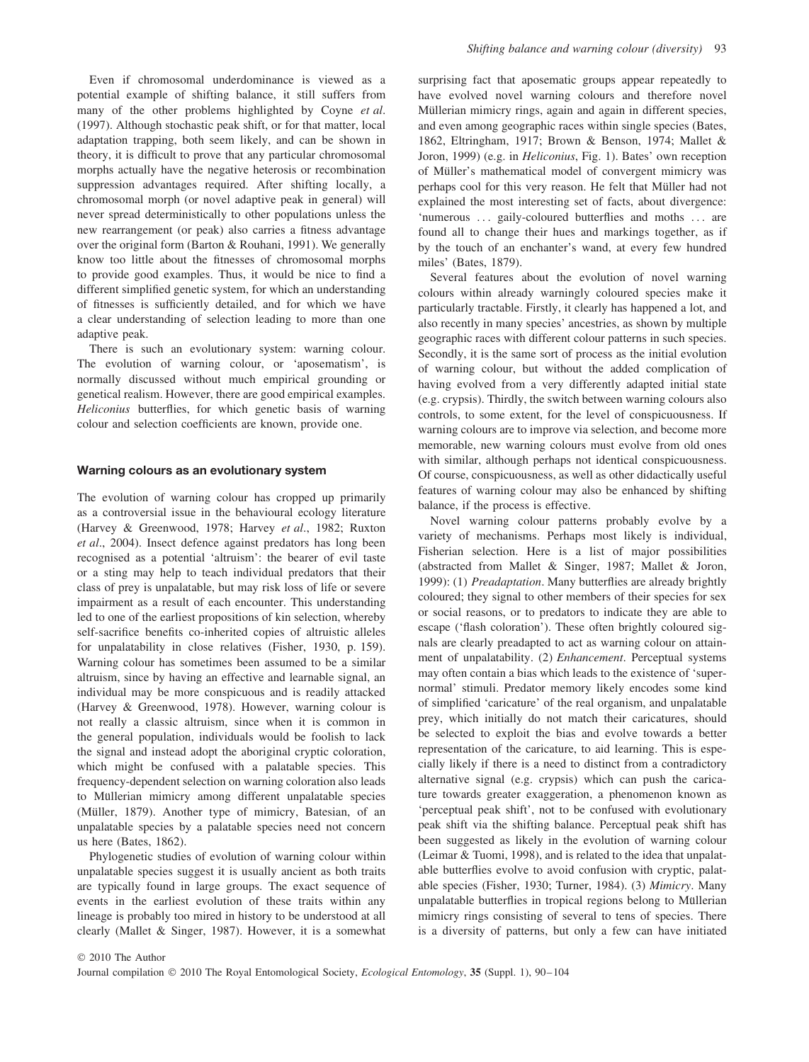Even if chromosomal underdominance is viewed as a potential example of shifting balance, it still suffers from many of the other problems highlighted by Coyne *et al*. (1997). Although stochastic peak shift, or for that matter, local adaptation trapping, both seem likely, and can be shown in theory, it is difficult to prove that any particular chromosomal morphs actually have the negative heterosis or recombination suppression advantages required. After shifting locally, a chromosomal morph (or novel adaptive peak in general) will never spread deterministically to other populations unless the new rearrangement (or peak) also carries a fitness advantage over the original form (Barton & Rouhani, 1991). We generally know too little about the fitnesses of chromosomal morphs to provide good examples. Thus, it would be nice to find a different simplified genetic system, for which an understanding of fitnesses is sufficiently detailed, and for which we have a clear understanding of selection leading to more than one adaptive peak.

There is such an evolutionary system: warning colour. The evolution of warning colour, or 'aposematism', is normally discussed without much empirical grounding or genetical realism. However, there are good empirical examples. *Heliconius* butterflies, for which genetic basis of warning colour and selection coefficients are known, provide one.

## Warning colours as an evolutionary system

The evolution of warning colour has cropped up primarily as a controversial issue in the behavioural ecology literature (Harvey & Greenwood, 1978; Harvey *et al*., 1982; Ruxton *et al*., 2004). Insect defence against predators has long been recognised as a potential 'altruism': the bearer of evil taste or a sting may help to teach individual predators that their class of prey is unpalatable, but may risk loss of life or severe impairment as a result of each encounter. This understanding led to one of the earliest propositions of kin selection, whereby self-sacrifice benefits co-inherited copies of altruistic alleles for unpalatability in close relatives (Fisher, 1930, p. 159). Warning colour has sometimes been assumed to be a similar altruism, since by having an effective and learnable signal, an individual may be more conspicuous and is readily attacked (Harvey & Greenwood, 1978). However, warning colour is not really a classic altruism, since when it is common in the general population, individuals would be foolish to lack the signal and instead adopt the aboriginal cryptic coloration, which might be confused with a palatable species. This frequency-dependent selection on warning coloration also leads to Müllerian mimicry among different unpalatable species (Müller, 1879). Another type of mimicry, Batesian, of an unpalatable species by a palatable species need not concern us here (Bates, 1862).

Phylogenetic studies of evolution of warning colour within unpalatable species suggest it is usually ancient as both traits are typically found in large groups. The exact sequence of events in the earliest evolution of these traits within any lineage is probably too mired in history to be understood at all clearly (Mallet & Singer, 1987). However, it is a somewhat surprising fact that aposematic groups appear repeatedly to have evolved novel warning colours and therefore novel Müllerian mimicry rings, again and again in different species, and even among geographic races within single species (Bates, 1862, Eltringham, 1917; Brown & Benson, 1974; Mallet & Joron, 1999) (e.g. in *Heliconius*, Fig. 1). Bates' own reception of Müller's mathematical model of convergent mimicry was perhaps cool for this very reason. He felt that Müller had not explained the most interesting set of facts, about divergence: 'numerous ... gaily-coloured butterflies and moths ... are found all to change their hues and markings together, as if by the touch of an enchanter's wand, at every few hundred miles' (Bates, 1879).

Several features about the evolution of novel warning colours within already warningly coloured species make it particularly tractable. Firstly, it clearly has happened a lot, and also recently in many species' ancestries, as shown by multiple geographic races with different colour patterns in such species. Secondly, it is the same sort of process as the initial evolution of warning colour, but without the added complication of having evolved from a very differently adapted initial state (e.g. crypsis). Thirdly, the switch between warning colours also controls, to some extent, for the level of conspicuousness. If warning colours are to improve via selection, and become more memorable, new warning colours must evolve from old ones with similar, although perhaps not identical conspicuousness. Of course, conspicuousness, as well as other didactically useful features of warning colour may also be enhanced by shifting balance, if the process is effective.

Novel warning colour patterns probably evolve by a variety of mechanisms. Perhaps most likely is individual, Fisherian selection. Here is a list of major possibilities (abstracted from Mallet & Singer, 1987; Mallet & Joron, 1999): (1) *Preadaptation*. Many butterflies are already brightly coloured; they signal to other members of their species for sex or social reasons, or to predators to indicate they are able to escape ('flash coloration'). These often brightly coloured signals are clearly preadapted to act as warning colour on attainment of unpalatability. (2) *Enhancement*. Perceptual systems may often contain a bias which leads to the existence of 'supernormal' stimuli. Predator memory likely encodes some kind of simplified 'caricature' of the real organism, and unpalatable prey, which initially do not match their caricatures, should be selected to exploit the bias and evolve towards a better representation of the caricature, to aid learning. This is especially likely if there is a need to distinct from a contradictory alternative signal (e.g. crypsis) which can push the caricature towards greater exaggeration, a phenomenon known as 'perceptual peak shift', not to be confused with evolutionary peak shift via the shifting balance. Perceptual peak shift has been suggested as likely in the evolution of warning colour (Leimar & Tuomi, 1998), and is related to the idea that unpalatable butterflies evolve to avoid confusion with cryptic, palatable species (Fisher, 1930; Turner, 1984). (3) *Mimicry*. Many unpalatable butterflies in tropical regions belong to Müllerian mimicry rings consisting of several to tens of species. There is a diversity of patterns, but only a few can have initiated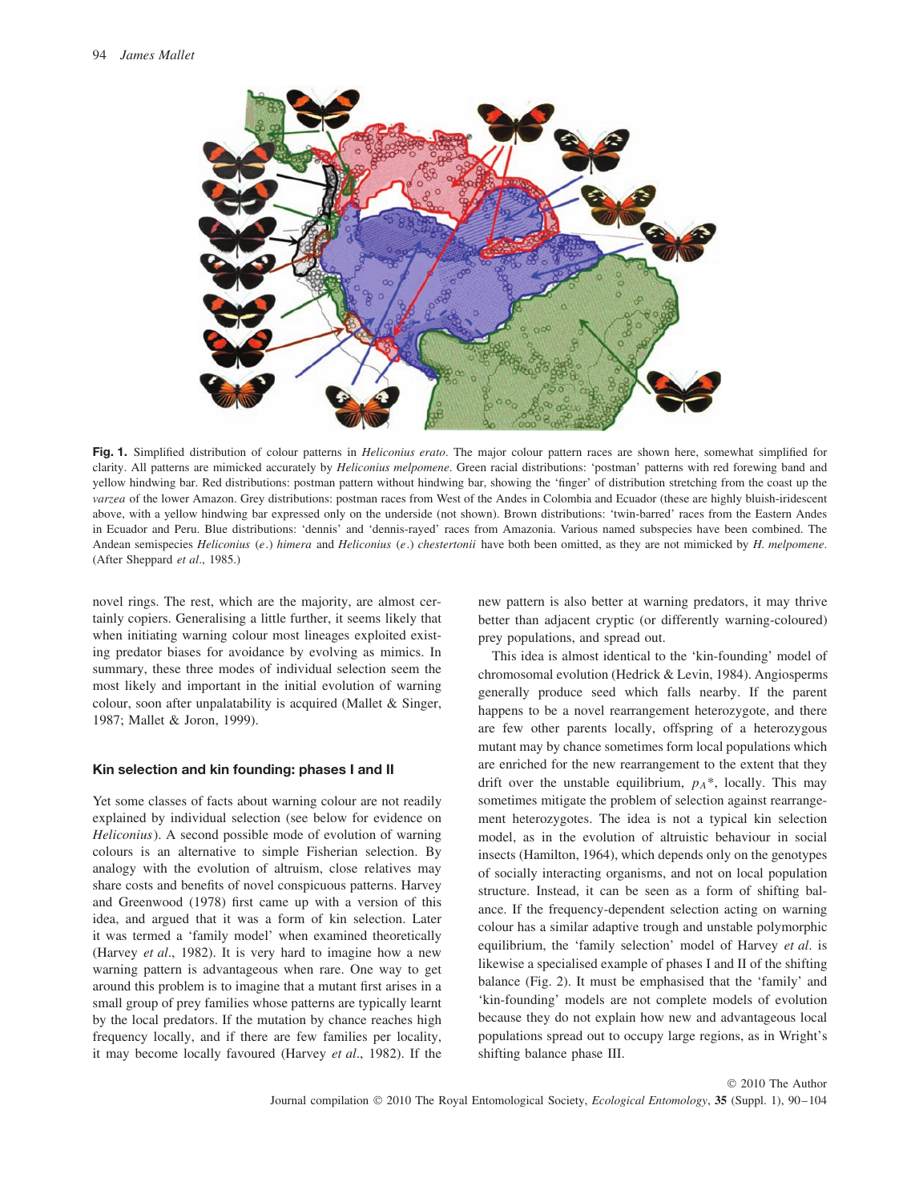**Fig. 1.** Simplified distribution of colour patterns in *Heliconius erato*. The major colour pattern races are shown here, somewhat simplified for clarity. All patterns are mimicked accurately by *Heliconius melpomene*. Green racial distributions: 'postman' patterns with red forewing band and yellow hindwing bar. Red distributions: postman pattern without hindwing bar, showing the 'finger' of distribution stretching from the coast up the *varzea* of the lower Amazon. Grey distributions: postman races from West of the Andes in Colombia and Ecuador (these are highly bluish-iridescent above, with a yellow hindwing bar expressed only on the underside (not shown). Brown distributions: 'twin-barred' races from the Eastern Andes in Ecuador and Peru. Blue distributions: 'dennis' and 'dennis-rayed' races from Amazonia. Various named subspecies have been combined. The Andean semispecies *Heliconius* (*e.*) *himera* and *Heliconius* (*e.*) *chestertonii* have both been omitted, as they are not mimicked by *H. melpomene*. (After Sheppard *et al*., 1985.)

novel rings. The rest, which are the majority, are almost certainly copiers. Generalising a little further, it seems likely that when initiating warning colour most lineages exploited existing predator biases for avoidance by evolving as mimics. In summary, these three modes of individual selection seem the most likely and important in the initial evolution of warning colour, soon after unpalatability is acquired (Mallet & Singer, 1987; Mallet & Joron, 1999).

## Kin selection and kin founding: phases I and II

Yet some classes of facts about warning colour are not readily explained by individual selection (see below for evidence on *Heliconius*). A second possible mode of evolution of warning colours is an alternative to simple Fisherian selection. By analogy with the evolution of altruism, close relatives may share costs and benefits of novel conspicuous patterns. Harvey and Greenwood (1978) first came up with a version of this idea, and argued that it was a form of kin selection. Later it was termed a 'family model' when examined theoretically (Harvey *et al*., 1982). It is very hard to imagine how a new warning pattern is advantageous when rare. One way to get around this problem is to imagine that a mutant first arises in a small group of prey families whose patterns are typically learnt by the local predators. If the mutation by chance reaches high frequency locally, and if there are few families per locality, it may become locally favoured (Harvey *et al*., 1982). If the new pattern is also better at warning predators, it may thrive better than adjacent cryptic (or differently warning-coloured) prey populations, and spread out.

This idea is almost identical to the 'kin-founding' model of chromosomal evolution (Hedrick & Levin, 1984). Angiosperms generally produce seed which falls nearby. If the parent happens to be a novel rearrangement heterozygote, and there are few other parents locally, offspring of a heterozygous mutant may by chance sometimes form local populations which are enriched for the new rearrangement to the extent that they drift over the unstable equilibrium, $p_A$*, locally. This may sometimes mitigate the problem of selection against rearrangement heterozygotes. The idea is not a typical kin selection model, as in the evolution of altruistic behaviour in social insects (Hamilton, 1964), which depends only on the genotypes of socially interacting organisms, and not on local population structure. Instead, it can be seen as a form of shifting balance. If the frequency-dependent selection acting on warning colour has a similar adaptive trough and unstable polymorphic equilibrium, the 'family selection' model of Harvey *et al*. is likewise a specialised example of phases I and II of the shifting balance (Fig. 2). It must be emphasised that the 'family' and 'kin-founding' models are not complete models of evolution because they do not explain how new and advantageous local populations spread out to occupy large regions, as in Wright's shifting balance phase III.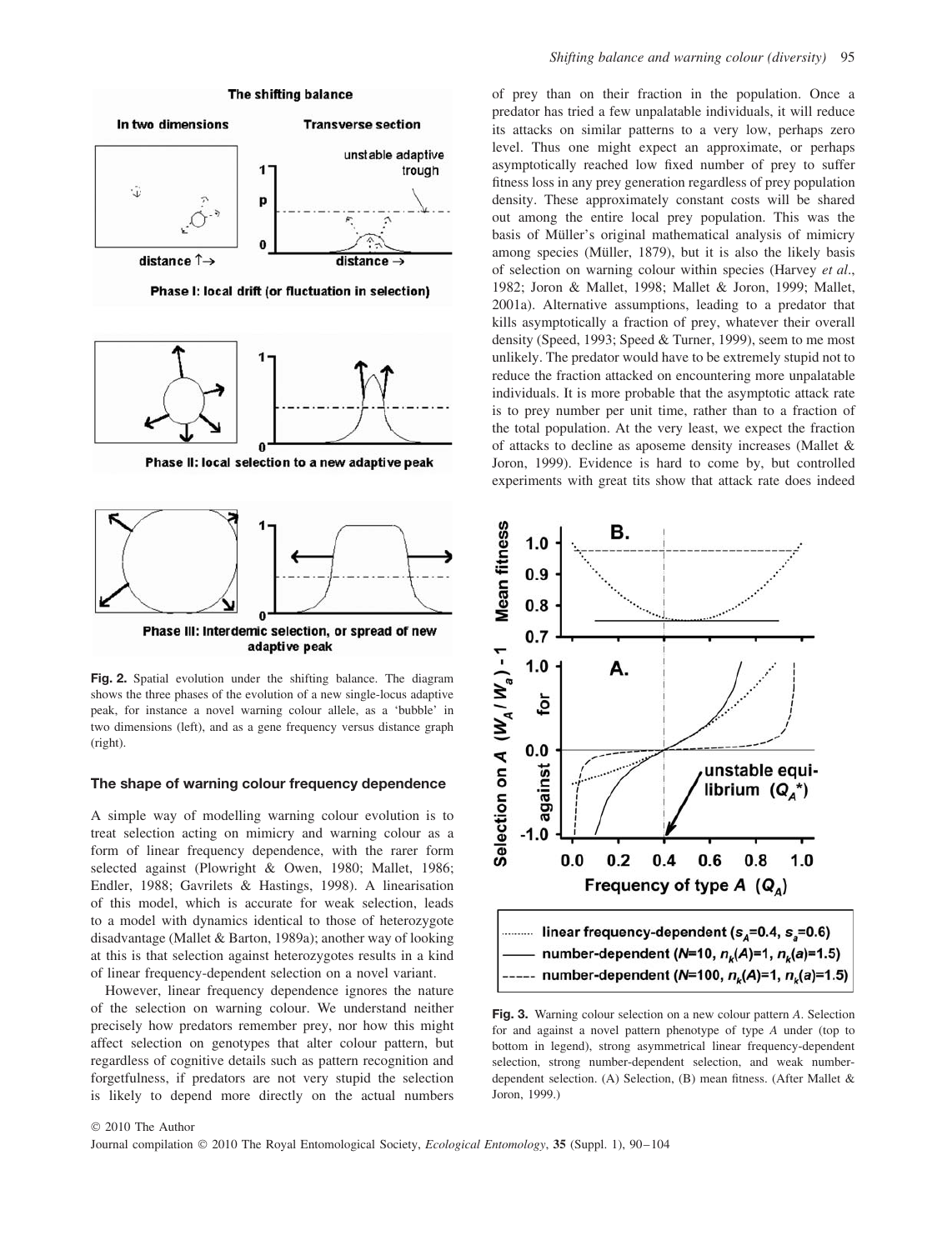**Fig. 2.** Spatial evolution under the shifting balance. The diagram shows the three phases of the evolution of a new single-locus adaptive peak, for instance a novel warning colour allele, as a 'bubble' in two dimensions (left), and as a gene frequency versus distance graph (right).

### The shape of warning colour frequency dependence

A simple way of modelling warning colour evolution is to treat selection acting on mimicry and warning colour as a form of linear frequency dependence, with the rarer form selected against (Plowright & Owen, 1980; Mallet, 1986; Endler, 1988; Gavrilets & Hastings, 1998). A linearisation of this model, which is accurate for weak selection, leads to a model with dynamics identical to those of heterozygote disadvantage (Mallet & Barton, 1989a); another way of looking at this is that selection against heterozygotes results in a kind of linear frequency-dependent selection on a novel variant.

However, linear frequency dependence ignores the nature of the selection on warning colour. We understand neither precisely how predators remember prey, nor how this might affect selection on genotypes that alter colour pattern, but regardless of cognitive details such as pattern recognition and forgetfulness, if predators are not very stupid the selection is likely to depend more directly on the actual numbers of prey than on their fraction in the population. Once a predator has tried a few unpalatable individuals, it will reduce its attacks on similar patterns to a very low, perhaps zero level. Thus one might expect an approximate, or perhaps asymptotically reached low fixed number of prey to suffer fitness loss in any prey generation regardless of prey population density. These approximately constant costs will be shared out among the entire local prey population. This was the basis of Müller's original mathematical analysis of mimicry among species (Müller, 1879), but it is also the likely basis of selection on warning colour within species (Harvey *et al*., 1982; Joron & Mallet, 1998; Mallet & Joron, 1999; Mallet, 2001a). Alternative assumptions, leading to a predator that kills asymptotically a fraction of prey, whatever their overall density (Speed, 1993; Speed & Turner, 1999), seem to me most unlikely. The predator would have to be extremely stupid not to reduce the fraction attacked on encountering more unpalatable individuals. It is more probable that the asymptotic attack rate is to prey number per unit time, rather than to a fraction of the total population. At the very least, we expect the fraction of attacks to decline as aposeme density increases (Mallet & Joron, 1999). Evidence is hard to come by, but controlled experiments with great tits show that attack rate does indeed

**Fig. 3.** Warning colour selection on a new colour pattern *A*. Selection for and against a novel pattern phenotype of type *A* under (top to bottom in legend), strong asymmetrical linear frequency-dependent selection, strong number-dependent selection, and weak number-dependent selection. (A) Selection, (B) mean fitness. (After Mallet & Joron, 1999.)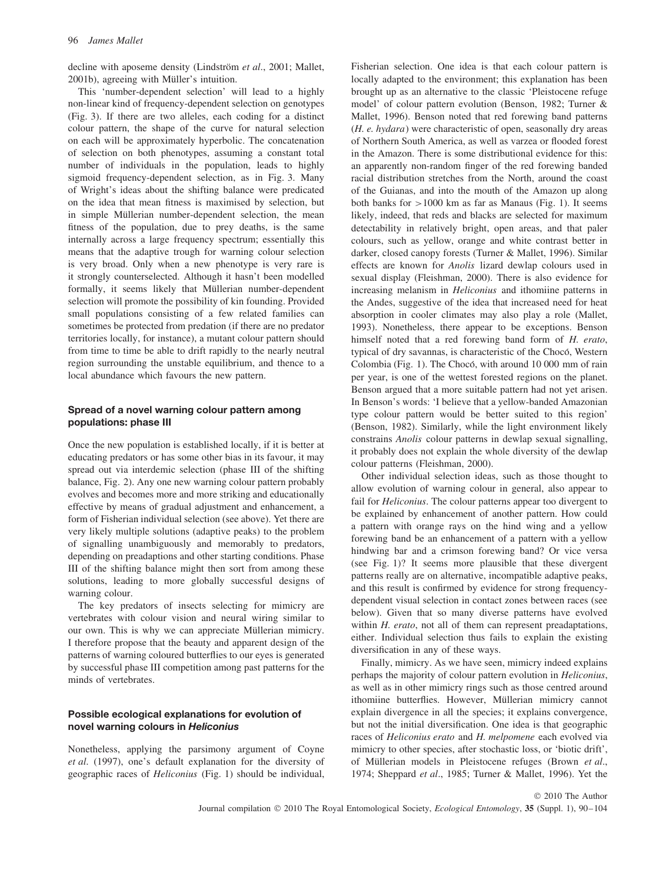decline with aposeme density (Lindström *et al*., 2001; Mallet, 2001b), agreeing with Müller's intuition.

This 'number-dependent selection' will lead to a highly non-linear kind of frequency-dependent selection on genotypes (Fig. 3). If there are two alleles, each coding for a distinct colour pattern, the shape of the curve for natural selection on each will be approximately hyperbolic. The concatenation of selection on both phenotypes, assuming a constant total number of individuals in the population, leads to highly sigmoid frequency-dependent selection, as in Fig. 3. Many of Wright's ideas about the shifting balance were predicated on the idea that mean fitness is maximised by selection, but in simple Müllerian number-dependent selection, the mean fitness of the population, due to prey deaths, is the same internally across a large frequency spectrum; essentially this means that the adaptive trough for warning colour selection is very broad. Only when a new phenotype is very rare is it strongly counterselected. Although it hasn't been modelled formally, it seems likely that Müllerian number-dependent selection will promote the possibility of kin founding. Provided small populations consisting of a few related families can sometimes be protected from predation (if there are no predator territories locally, for instance), a mutant colour pattern should from time to time be able to drift rapidly to the nearly neutral region surrounding the unstable equilibrium, and thence to a local abundance which favours the new pattern.

### Spread of a novel warning colour pattern among populations: phase III

Once the new population is established locally, if it is better at educating predators or has some other bias in its favour, it may spread out via interdemic selection (phase III of the shifting balance, Fig. 2). Any one new warning colour pattern probably evolves and becomes more and more striking and educationally effective by means of gradual adjustment and enhancement, a form of Fisherian individual selection (see above). Yet there are very likely multiple solutions (adaptive peaks) to the problem of signalling unambiguously and memorably to predators, depending on preadaptions and other starting conditions. Phase III of the shifting balance might then sort from among these solutions, leading to more globally successful designs of warning colour.

The key predators of insects selecting for mimicry are vertebrates with colour vision and neural wiring similar to our own. This is why we can appreciate Müllerian mimicry. I therefore propose that the beauty and apparent design of the patterns of warning coloured butterflies to our eyes is generated by successful phase III competition among past patterns for the minds of vertebrates.

### Possible ecological explanations for evolution of novel warning colours in *Heliconius*

Nonetheless, applying the parsimony argument of Coyne *et al.* (1997), one's default explanation for the diversity of geographic races of *Heliconius* (Fig. 1) should be individual, Fisherian selection. One idea is that each colour pattern is locally adapted to the environment; this explanation has been brought up as an alternative to the classic 'Pleistocene refuge model' of colour pattern evolution (Benson, 1982; Turner & Mallet, 1996). Benson noted that red forewing band patterns (*H. e. hydara*) were characteristic of open, seasonally dry areas of Northern South America, as well as varzea or flooded forest in the Amazon. There is some distributional evidence for this: an apparently non-random finger of the red forewing banded racial distribution stretches from the North, around the coast of the Guianas, and into the mouth of the Amazon up along both banks for >1000 km as far as Manaus (Fig. 1). It seems likely, indeed, that reds and blacks are selected for maximum detectability in relatively bright, open areas, and that paler colours, such as yellow, orange and white contrast better in darker, closed canopy forests (Turner & Mallet, 1996). Similar effects are known for *Anolis* lizard dewlap colours used in sexual display (Fleishman, 2000). There is also evidence for increasing melanism in *Heliconius* and ithomiine patterns in the Andes, suggestive of the idea that increased need for heat absorption in cooler climates may also play a role (Mallet, 1993). Nonetheless, there appear to be exceptions. Benson himself noted that a red forewing band form of *H. erato*, typical of dry savannas, is characteristic of the Chocó, Western Colombia (Fig. 1). The Chocó, with around 10 000 mm of rain per year, is one of the wettest forested regions on the planet. Benson argued that a more suitable pattern had not yet arisen. In Benson's words: 'I believe that a yellow-banded Amazonian type colour pattern would be better suited to this region' (Benson, 1982). Similarly, while the light environment likely constrains *Anolis* colour patterns in dewlap sexual signalling, it probably does not explain the whole diversity of the dewlap colour patterns (Fleishman, 2000).

Other individual selection ideas, such as those thought to allow evolution of warning colour in general, also appear to fail for *Heliconius*. The colour patterns appear too divergent to be explained by enhancement of another pattern. How could a pattern with orange rays on the hind wing and a yellow forewing band be an enhancement of a pattern with a yellow hindwing bar and a crimson forewing band? Or vice versa (see Fig. 1)? It seems more plausible that these divergent patterns really are on alternative, incompatible adaptive peaks, and this result is confirmed by evidence for strong frequency-dependent visual selection in contact zones between races (see below). Given that so many diverse patterns have evolved within *H. erato*, not all of them can represent preadaptations, either. Individual selection thus fails to explain the existing diversification in any of these ways.

Finally, mimicry. As we have seen, mimicry indeed explains perhaps the majority of colour pattern evolution in *Heliconius*, as well as in other mimicry rings such as those centred around ithomiine butterflies. However, Müllerian mimicry cannot explain divergence in all the species; it explains convergence, but not the initial diversification. One idea is that geographic races of *Heliconius erato* and *H. melpomene* each evolved via mimicry to other species, after stochastic loss, or 'biotic drift', of Müllerian models in Pleistocene refuges (Brown *et al*., 1974; Sheppard *et al*., 1985; Turner & Mallet, 1996). Yet the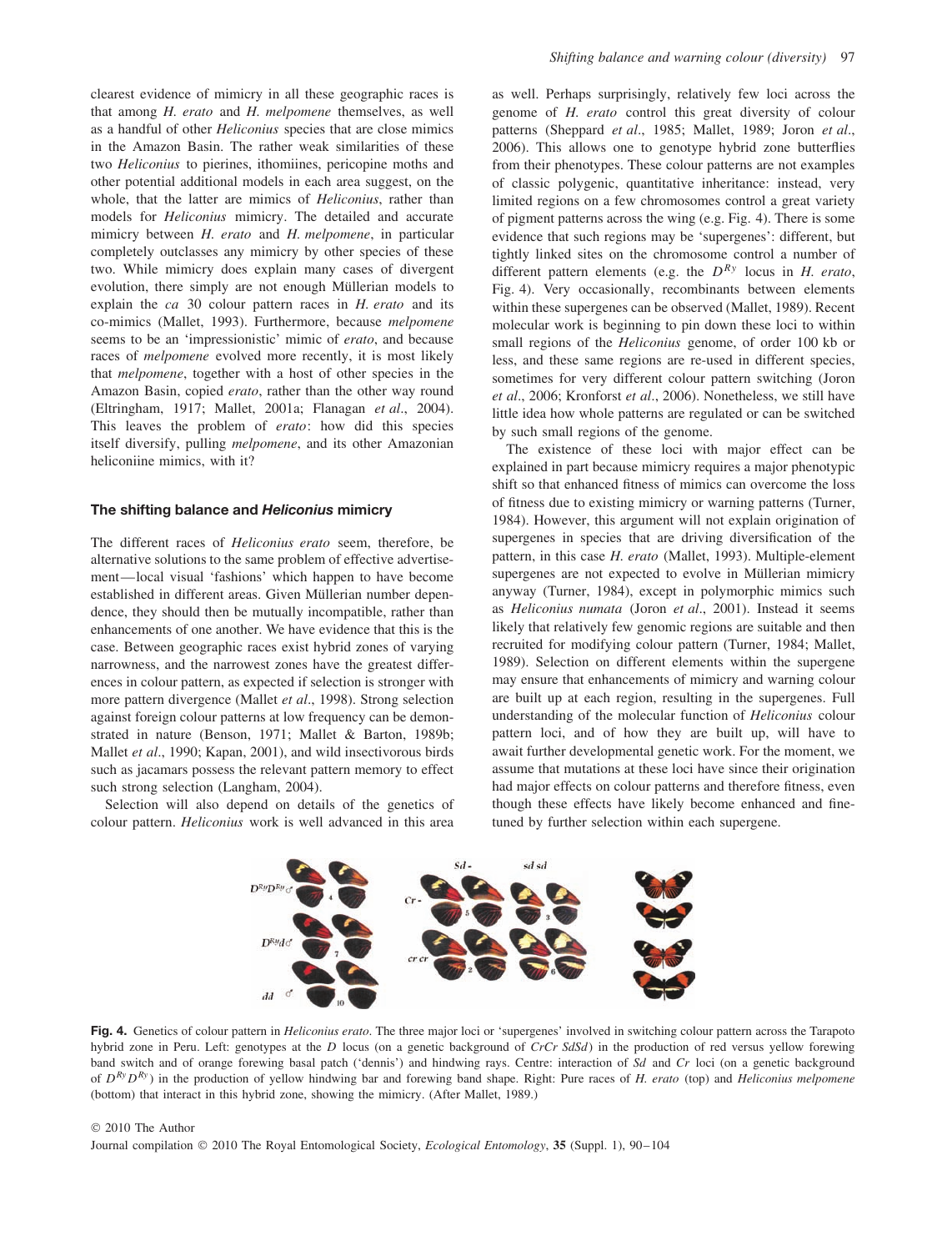clearest evidence of mimicry in all these geographic races is that among *H. erato* and *H. melpomene* themselves, as well as a handful of other *Heliconius* species that are close mimics in the Amazon Basin. The rather weak similarities of these two *Heliconius* to pierines, ithomiines, pericopine moths and other potential additional models in each area suggest, on the whole, that the latter are mimics of *Heliconius*, rather than models for *Heliconius* mimicry. The detailed and accurate mimicry between *H. erato* and *H. melpomene*, in particular completely outclasses any mimicry by other species of these two. While mimicry does explain many cases of divergent evolution, there simply are not enough Müllerian models to explain the *ca* 30 colour pattern races in *H. erato* and its co-mimics (Mallet, 1993). Furthermore, because *melpomene* seems to be an 'impressionistic' mimic of *erato*, and because races of *melpomene* evolved more recently, it is most likely that *melpomene*, together with a host of other species in the Amazon Basin, copied *erato*, rather than the other way round (Eltringham, 1917; Mallet, 2001a; Flanagan *et al*., 2004). This leaves the problem of *erato*: how did this species itself diversify, pulling *melpomene*, and its other Amazonian heliconiine mimics, with it?

## The shifting balance and *Heliconius* mimicry

The different races of *Heliconius erato* seem, therefore, be alternative solutions to the same problem of effective advertisement—local visual 'fashions' which happen to have become established in different areas. Given Müllerian number dependence, they should then be mutually incompatible, rather than enhancements of one another. We have evidence that this is the case. Between geographic races exist hybrid zones of varying narrowness, and the narrowest zones have the greatest differences in colour pattern, as expected if selection is stronger with more pattern divergence (Mallet *et al*., 1998). Strong selection against foreign colour patterns at low frequency can be demonstrated in nature (Benson, 1971; Mallet & Barton, 1989b; Mallet *et al*., 1990; Kapan, 2001), and wild insectivorous birds such as jacamars possess the relevant pattern memory to effect such strong selection (Langham, 2004).

Selection will also depend on details of the genetics of colour pattern. *Heliconius* work is well advanced in this area as well. Perhaps surprisingly, relatively few loci across the genome of *H. erato* control this great diversity of colour patterns (Sheppard *et al*., 1985; Mallet, 1989; Joron *et al*., 2006). This allows one to genotype hybrid zone butterflies from their phenotypes. These colour patterns are not examples of classic polygenic, quantitative inheritance: instead, very limited regions on a few chromosomes control a great variety of pigment patterns across the wing (e.g. Fig. 4). There is some evidence that such regions may be 'supergenes': different, but tightly linked sites on the chromosome control a number of different pattern elements (e.g. the $D^{Ry}$ locus in *H. erato*, Fig. 4). Very occasionally, recombinants between elements within these supergenes can be observed (Mallet, 1989). Recent molecular work is beginning to pin down these loci to within small regions of the *Heliconius* genome, of order 100 kb or less, and these same regions are re-used in different species, sometimes for very different colour pattern switching (Joron *et al*., 2006; Kronforst *et al*., 2006). Nonetheless, we still have little idea how whole patterns are regulated or can be switched by such small regions of the genome.

The existence of these loci with major effect can be explained in part because mimicry requires a major phenotypic shift so that enhanced fitness of mimics can overcome the loss of fitness due to existing mimicry or warning patterns (Turner, 1984). However, this argument will not explain origination of supergenes in species that are driving diversification of the pattern, in this case *H. erato* (Mallet, 1993). Multiple-element supergenes are not expected to evolve in Müllerian mimicry anyway (Turner, 1984), except in polymorphic mimics such as *Heliconius numata* (Joron *et al*., 2001). Instead it seems likely that relatively few genomic regions are suitable and then recruited for modifying colour pattern (Turner, 1984; Mallet, 1989). Selection on different elements within the supergene may ensure that enhancements of mimicry and warning colour are built up at each region, resulting in the supergenes. Full understanding of the molecular function of *Heliconius* colour pattern loci, and of how they are built up, will have to await further developmental genetic work. For the moment, we assume that mutations at these loci have since their origination had major effects on colour patterns and therefore fitness, even though these effects have likely become enhanced and fine-tuned by further selection within each supergene.

**Fig. 4.** Genetics of colour pattern in *Heliconius erato*. The three major loci or 'supergenes' involved in switching colour pattern across the Tarapoto hybrid zone in Peru. Left: genotypes at the *D* locus (on a genetic background of *CrCr SdSd*) in the production of red versus yellow forewing band switch and of orange forewing basal patch ('dennis') and hindwing rays. Centre: interaction of *Sd* and *Cr* loci (on a genetic background of $D^{Ry}D^{Ry}$) in the production of yellow hindwing bar and forewing band shape. Right: Pure races of *H. erato* (top) and *Heliconius melpomene* (bottom) that interact in this hybrid zone, showing the mimicry. (After Mallet, 1989.)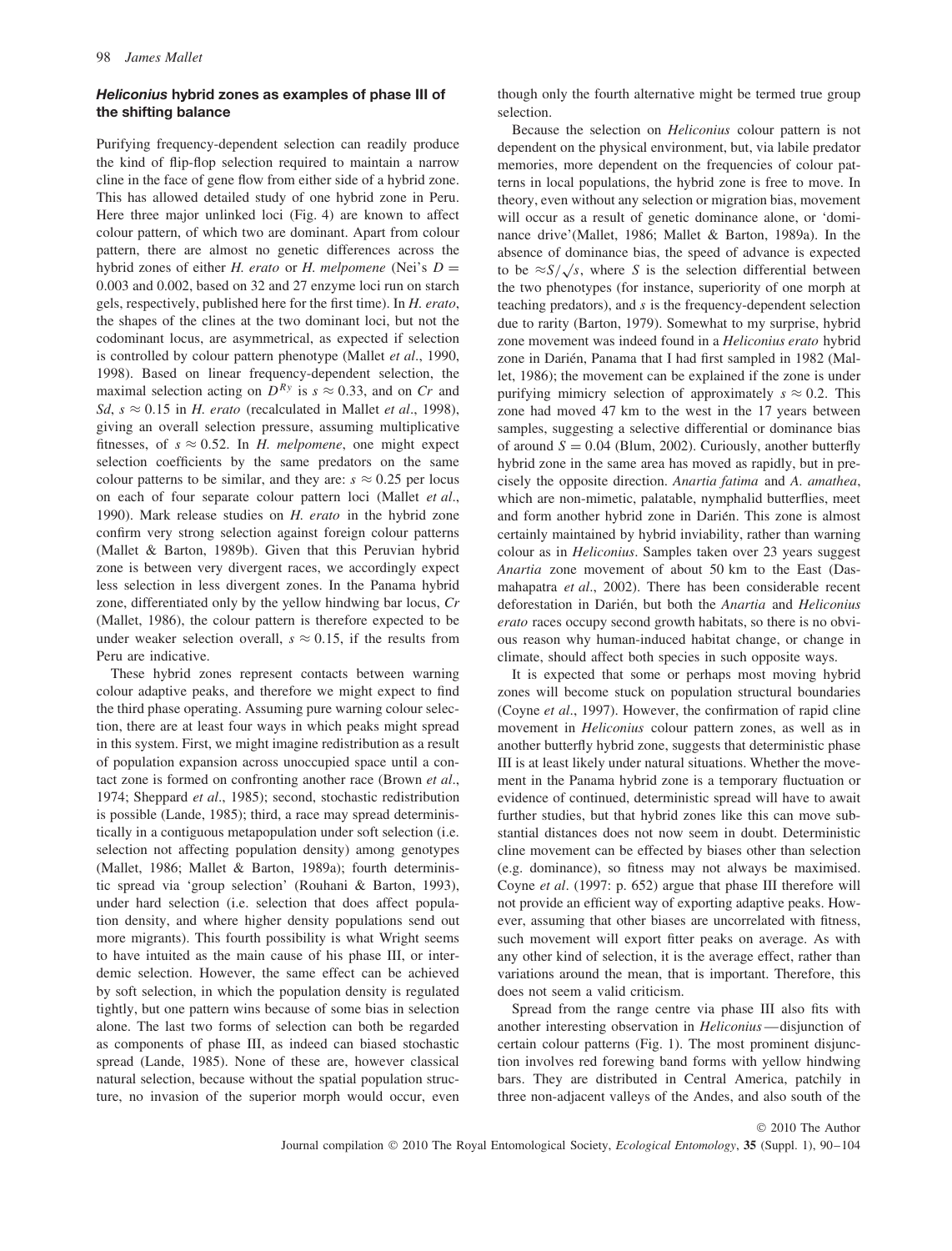### *Heliconius* hybrid zones as examples of phase III of the shifting balance

Purifying frequency-dependent selection can readily produce the kind of flip-flop selection required to maintain a narrow cline in the face of gene flow from either side of a hybrid zone. This has allowed detailed study of one hybrid zone in Peru. Here three major unlinked loci (Fig. 4) are known to affect colour pattern, of which two are dominant. Apart from colour pattern, there are almost no genetic differences across the hybrid zones of either *H. erato* or *H. melpomene* (Nei's $D =$ 0.003 and 0.002, based on 32 and 27 enzyme loci run on starch gels, respectively, published here for the first time). In *H. erato*, the shapes of the clines at the two dominant loci, but not the codominant locus, are asymmetrical, as expected if selection is controlled by colour pattern phenotype (Mallet *et al*., 1990, 1998). Based on linear frequency-dependent selection, the maximal selection acting on $D^{Ry}$ is $s \approx 0.33$, and on *Cr* and *Sd*, $s \approx 0.15$ in *H. erato* (recalculated in Mallet *et al*., 1998), giving an overall selection pressure, assuming multiplicative fitnesses, of $s \approx 0.52$. In *H. melpomene*, one might expect selection coefficients by the same predators on the same colour patterns to be similar, and they are: $s \approx 0.25$ per locus on each of four separate colour pattern loci (Mallet *et al*., 1990). Mark release studies on *H. erato* in the hybrid zone confirm very strong selection against foreign colour patterns (Mallet & Barton, 1989b). Given that this Peruvian hybrid zone is between very divergent races, we accordingly expect less selection in less divergent zones. In the Panama hybrid zone, differentiated only by the yellow hindwing bar locus, *Cr* (Mallet, 1986), the colour pattern is therefore expected to be under weaker selection overall, $s \approx 0.15$, if the results from Peru are indicative.

These hybrid zones represent contacts between warning colour adaptive peaks, and therefore we might expect to find the third phase operating. Assuming pure warning colour selection, there are at least four ways in which peaks might spread in this system. First, we might imagine redistribution as a result of population expansion across unoccupied space until a contact zone is formed on confronting another race (Brown *et al*., 1974; Sheppard *et al*., 1985); second, stochastic redistribution is possible (Lande, 1985); third, a race may spread deterministically in a contiguous metapopulation under soft selection (i.e. selection not affecting population density) among genotypes (Mallet, 1986; Mallet & Barton, 1989a); fourth deterministic spread via 'group selection' (Rouhani & Barton, 1993), under hard selection (i.e. selection that does affect population density, and where higher density populations send out more migrants). This fourth possibility is what Wright seems to have intuited as the main cause of his phase III, or interdemic selection. However, the same effect can be achieved by soft selection, in which the population density is regulated tightly, but one pattern wins because of some bias in selection alone. The last two forms of selection can both be regarded as components of phase III, as indeed can biased stochastic spread (Lande, 1985). None of these are, however classical natural selection, because without the spatial population structure, no invasion of the superior morph would occur, even though only the fourth alternative might be termed true group selection.

Because the selection on *Heliconius* colour pattern is not dependent on the physical environment, but, via labile predator memories, more dependent on the frequencies of colour patterns in local populations, the hybrid zone is free to move. In theory, even without any selection or migration bias, movement will occur as a result of genetic dominance alone, or 'dominance drive'(Mallet, 1986; Mallet & Barton, 1989a). In the absence of dominance bias, the speed of advance is expected to be $\approx S/\sqrt{s}$, where $S$ is the selection differential between the two phenotypes (for instance, superiority of one morph at teaching predators), and $s$ is the frequency-dependent selection due to rarity (Barton, 1979). Somewhat to my surprise, hybrid zone movement was indeed found in a *Heliconius erato* hybrid zone in Darién, Panama that I had first sampled in 1982 (Mallet, 1986); the movement can be explained if the zone is under purifying mimicry selection of approximately $s \approx 0.2$. This zone had moved 47 km to the west in the 17 years between samples, suggesting a selective differential or dominance bias of around $S = 0.04$ (Blum, 2002). Curiously, another butterfly hybrid zone in the same area has moved as rapidly, but in precisely the opposite direction. *Anartia fatima* and *A. amathea*, which are non-mimetic, palatable, nymphalid butterflies, meet and form another hybrid zone in Darién. This zone is almost certainly maintained by hybrid inviability, rather than warning colour as in *Heliconius*. Samples taken over 23 years suggest *Anartia* zone movement of about 50 km to the East (Dasmahapatra *et al*., 2002). There has been considerable recent deforestation in Darién, but both the *Anartia* and *Heliconius erato* races occupy second growth habitats, so there is no obvious reason why human-induced habitat change, or change in climate, should affect both species in such opposite ways.

It is expected that some or perhaps most moving hybrid zones will become stuck on population structural boundaries (Coyne *et al*., 1997). However, the confirmation of rapid cline movement in *Heliconius* colour pattern zones, as well as in another butterfly hybrid zone, suggests that deterministic phase III is at least likely under natural situations. Whether the movement in the Panama hybrid zone is a temporary fluctuation or evidence of continued, deterministic spread will have to await further studies, but that hybrid zones like this can move substantial distances does not now seem in doubt. Deterministic cline movement can be effected by biases other than selection (e.g. dominance), so fitness may not always be maximised. Coyne *et al*. (1997: p. 652) argue that phase III therefore will not provide an efficient way of exporting adaptive peaks. However, assuming that other biases are uncorrelated with fitness, such movement will export fitter peaks on average. As with any other kind of selection, it is the average effect, rather than variations around the mean, that is important. Therefore, this does not seem a valid criticism.

Spread from the range centre via phase III also fits with another interesting observation in *Heliconius* — disjunction of certain colour patterns (Fig. 1). The most prominent disjunction involves red forewing band forms with yellow hindwing bars. They are distributed in Central America, patchily in three non-adjacent valleys of the Andes, and also south of the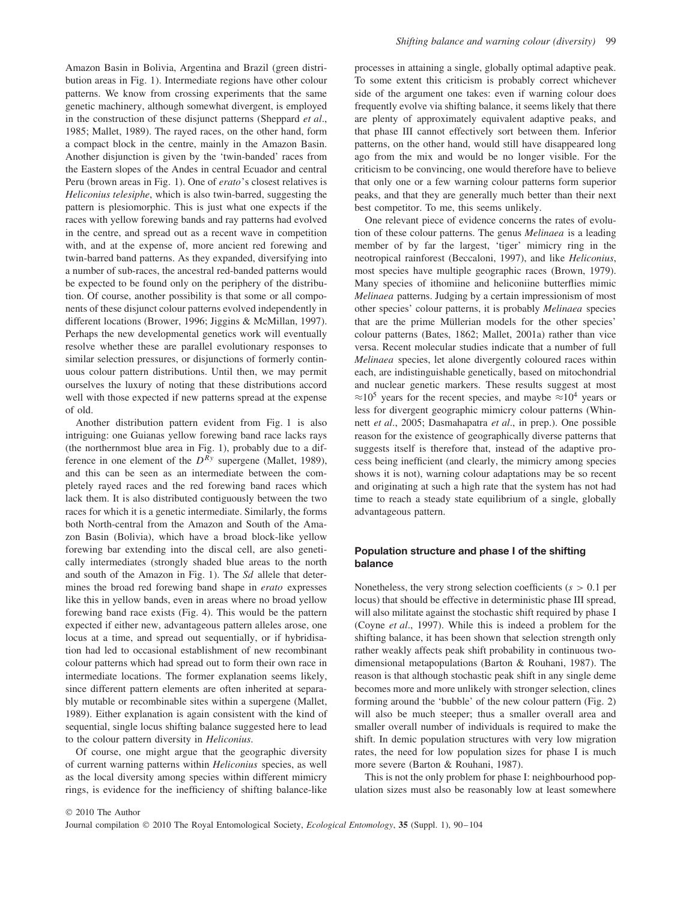Amazon Basin in Bolivia, Argentina and Brazil (green distribution areas in Fig. 1). Intermediate regions have other colour patterns. We know from crossing experiments that the same genetic machinery, although somewhat divergent, is employed in the construction of these disjunct patterns (Sheppard *et al*., 1985; Mallet, 1989). The rayed races, on the other hand, form a compact block in the centre, mainly in the Amazon Basin. Another disjunction is given by the 'twin-banded' races from the Eastern slopes of the Andes in central Ecuador and central Peru (brown areas in Fig. 1). One of *erato*'s closest relatives is *Heliconius telesiphe*, which is also twin-barred, suggesting the pattern is plesiomorphic. This is just what one expects if the races with yellow forewing bands and ray patterns had evolved in the centre, and spread out as a recent wave in competition with, and at the expense of, more ancient red forewing and twin-barred band patterns. As they expanded, diversifying into a number of sub-races, the ancestral red-banded patterns would be expected to be found only on the periphery of the distribution. Of course, another possibility is that some or all components of these disjunct colour patterns evolved independently in different locations (Brower, 1996; Jiggins & McMillan, 1997). Perhaps the new developmental genetics work will eventually resolve whether these are parallel evolutionary responses to similar selection pressures, or disjunctions of formerly continuous colour pattern distributions. Until then, we may permit ourselves the luxury of noting that these distributions accord well with those expected if new patterns spread at the expense of old.

Another distribution pattern evident from Fig. 1 is also intriguing: one Guianas yellow forewing band race lacks rays (the northernmost blue area in Fig. 1), probably due to a difference in one element of the $D^{Ry}$ supergene (Mallet, 1989), and this can be seen as an intermediate between the completely rayed races and the red forewing band races which lack them. It is also distributed contiguously between the two races for which it is a genetic intermediate. Similarly, the forms both North-central from the Amazon and South of the Amazon Basin (Bolivia), which have a broad block-like yellow forewing bar extending into the discal cell, are also genetically intermediates (strongly shaded blue areas to the north and south of the Amazon in Fig. 1). The *Sd* allele that determines the broad red forewing band shape in *erato* expresses like this in yellow bands, even in areas where no broad yellow forewing band race exists (Fig. 4). This would be the pattern expected if either new, advantageous pattern alleles arose, one locus at a time, and spread out sequentially, or if hybridisation had led to occasional establishment of new recombinant colour patterns which had spread out to form their own race in intermediate locations. The former explanation seems likely, since different pattern elements are often inherited at separably mutable or recombinable sites within a supergene (Mallet, 1989). Either explanation is again consistent with the kind of sequential, single locus shifting balance suggested here to lead to the colour pattern diversity in *Heliconius*.

Of course, one might argue that the geographic diversity of current warning patterns within *Heliconius* species, as well as the local diversity among species within different mimicry rings, is evidence for the inefficiency of shifting balance-like processes in attaining a single, globally optimal adaptive peak. To some extent this criticism is probably correct whichever side of the argument one takes: even if warning colour does frequently evolve via shifting balance, it seems likely that there are plenty of approximately equivalent adaptive peaks, and that phase III cannot effectively sort between them. Inferior patterns, on the other hand, would still have disappeared long ago from the mix and would be no longer visible. For the criticism to be convincing, one would therefore have to believe that only one or a few warning colour patterns form superior peaks, and that they are generally much better than their next best competitor. To me, this seems unlikely.

One relevant piece of evidence concerns the rates of evolution of these colour patterns. The genus *Melinaea* is a leading member of by far the largest, 'tiger' mimicry ring in the neotropical rainforest (Beccaloni, 1997), and like *Heliconius*, most species have multiple geographic races (Brown, 1979). Many species of ithomiine and heliconiine butterflies mimic *Melinaea* patterns. Judging by a certain impressionism of most other species' colour patterns, it is probably *Melinaea* species that are the prime Müllerian models for the other species' colour patterns (Bates, 1862; Mallet, 2001a) rather than vice versa. Recent molecular studies indicate that a number of full *Melinaea* species, let alone divergently coloured races within each, are indistinguishable genetically, based on mitochondrial and nuclear genetic markers. These results suggest at most $\approx 10^5$ years for the recent species, and maybe $\approx 10^4$ years or less for divergent geographic mimicry colour patterns (Whinnett *et al*., 2005; Dasmahapatra *et al*., in prep.). One possible reason for the existence of geographically diverse patterns that suggests itself is therefore that, instead of the adaptive process being inefficient (and clearly, the mimicry among species shows it is not), warning colour adaptations may be so recent and originating at such a high rate that the system has not had time to reach a steady state equilibrium of a single, globally advantageous pattern.

### Population structure and phase I of the shifting balance

Nonetheless, the very strong selection coefficients ($s > 0.1$ per locus) that should be effective in deterministic phase III spread, will also militate against the stochastic shift required by phase I (Coyne *et al*., 1997). While this is indeed a problem for the shifting balance, it has been shown that selection strength only rather weakly affects peak shift probability in continuous two-dimensional metapopulations (Barton & Rouhani, 1987). The reason is that although stochastic peak shift in any single deme becomes more and more unlikely with stronger selection, clines forming around the 'bubble' of the new colour pattern (Fig. 2) will also be much steeper; thus a smaller overall area and smaller overall number of individuals is required to make the shift. In demic population structures with very low migration rates, the need for low population sizes for phase I is much more severe (Barton & Rouhani, 1987).

This is not the only problem for phase I: neighbourhood population sizes must also be reasonably low at least somewhere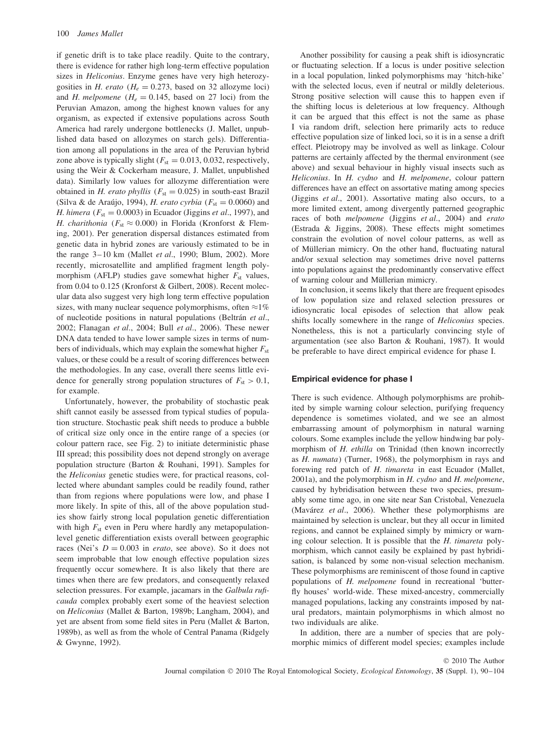if genetic drift is to take place readily. Quite to the contrary, there is evidence for rather high long-term effective population sizes in *Heliconius*. Enzyme genes have very high heterozygosities in *H. erato* ($H_e = 0.273$, based on 32 allozyme loci) and *H. melpomene* ($H_e = 0.145$, based on 27 loci) from the Peruvian Amazon, among the highest known values for any organism, as expected if extensive populations across South America had rarely undergone bottlenecks (J. Mallet, unpublished data based on allozymes on starch gels). Differentiation among all populations in the area of the Peruvian hybrid zone above is typically slight ($F_{st} = 0.013, 0.032$, respectively, using the Weir & Cockerham measure, J. Mallet, unpublished data). Similarly low values for allozyme differentiation were obtained in *H. erato phyllis* ($F_{st} = 0.025$) in south-east Brazil (Silva & de Araújo, 1994), *H. erato cyrbia* ($F_{st} = 0.0060$) and *H. himera* ($F_{st} = 0.0003$) in Ecuador (Jiggins *et al*., 1997), and *H. charithonia* ($F_{st} \approx 0.000$) in Florida (Kronforst & Fleming, 2001). Per generation dispersal distances estimated from genetic data in hybrid zones are variously estimated to be in the range 3–10 km (Mallet *et al*., 1990; Blum, 2002). More recently, microsatellite and amplified fragment length polymorphism (AFLP) studies gave somewhat higher $F_{st}$ values, from 0.04 to 0.125 (Kronforst & Gilbert, 2008). Recent molecular data also suggest very high long term effective population sizes, with many nuclear sequence polymorphisms, often $\approx 1\%$ of nucleotide positions in natural populations (Beltrán *et al*., 2002; Flanagan *et al*., 2004; Bull *et al*., 2006). These newer DNA data tended to have lower sample sizes in terms of numbers of individuals, which may explain the somewhat higher $F_{st}$ values, or these could be a result of scoring differences between the methodologies. In any case, overall there seems little evidence for generally strong population structures of $F_{st} > 0.1$, for example.

Unfortunately, however, the probability of stochastic peak shift cannot easily be assessed from typical studies of population structure. Stochastic peak shift needs to produce a bubble of critical size only once in the entire range of a species (or colour pattern race, see Fig. 2) to initiate deterministic phase III spread; this possibility does not depend strongly on average population structure (Barton & Rouhani, 1991). Samples for the *Heliconius* genetic studies were, for practical reasons, collected where abundant samples could be readily found, rather than from regions where populations were low, and phase I more likely. In spite of this, all of the above population studies show fairly strong local population genetic differentiation with high $F_{st}$ even in Peru where hardly any metapopulation-level genetic differentiation exists overall between geographic races (Nei's $D = 0.003$ in *erato*, see above). So it does not seem improbable that low enough effective population sizes frequently occur somewhere. It is also likely that there are times when there are few predators, and consequently relaxed selection pressures. For example, jacamars in the *Galbula ruficauda* complex probably exert some of the heaviest selection on *Heliconius* (Mallet & Barton, 1989b; Langham, 2004), and yet are absent from some field sites in Peru (Mallet & Barton, 1989b), as well as from the whole of Central Panama (Ridgely & Gwynne, 1992).

Another possibility for causing a peak shift is idiosyncratic or fluctuating selection. If a locus is under positive selection in a local population, linked polymorphisms may 'hitch-hike' with the selected locus, even if neutral or mildly deleterious. Strong positive selection will cause this to happen even if the shifting locus is deleterious at low frequency. Although it can be argued that this effect is not the same as phase I via random drift, selection here primarily acts to reduce effective population size of linked loci, so it is in a sense a drift effect. Pleiotropy may be involved as well as linkage. Colour patterns are certainly affected by the thermal environment (see above) and sexual behaviour in highly visual insects such as *Heliconius*. In *H. cydno* and *H. melpomene*, colour pattern differences have an effect on assortative mating among species (Jiggins *et al*., 2001). Assortative mating also occurs, to a more limited extent, among divergently patterned geographic races of both *melpomene* (Jiggins *et al*., 2004) and *erato* (Estrada & Jiggins, 2008). These effects might sometimes constrain the evolution of novel colour patterns, as well as of Müllerian mimicry. On the other hand, fluctuating natural and/or sexual selection may sometimes drive novel patterns into populations against the predominantly conservative effect of warning colour and Müllerian mimicry.

In conclusion, it seems likely that there are frequent episodes of low population size and relaxed selection pressures or idiosyncratic local episodes of selection that allow peak shifts locally somewhere in the range of *Heliconius* species. Nonetheless, this is not a particularly convincing style of argumentation (see also Barton & Rouhani, 1987). It would be preferable to have direct empirical evidence for phase I.

### Empirical evidence for phase I

There is such evidence. Although polymorphisms are prohibited by simple warning colour selection, purifying frequency dependence is sometimes violated, and we see an almost embarrassing amount of polymorphism in natural warning colours. Some examples include the yellow hindwing bar polymorphism of *H. ethilla* on Trinidad (then known incorrectly as *H. numata*) (Turner, 1968), the polymorphism in rays and forewing red patch of *H. timareta* in east Ecuador (Mallet, 2001a), and the polymorphism in *H. cydno* and *H. melpomene*, caused by hybridisation between these two species, presumably some time ago, in one site near San Cristobal, Venezuela (Mavárez *et al*., 2006). Whether these polymorphisms are maintained by selection is unclear, but they all occur in limited regions, and cannot be explained simply by mimicry or warning colour selection. It is possible that the *H. timareta* polymorphism, which cannot easily be explained by past hybridisation, is balanced by some non-visual selection mechanism. These polymorphisms are reminiscent of those found in captive populations of *H. melpomene* found in recreational 'butterfly houses' world-wide. These mixed-ancestry, commercially managed populations, lacking any constraints imposed by natural predators, maintain polymorphisms in which almost no two individuals are alike.

In addition, there are a number of species that are polymorphic mimics of different model species; examples include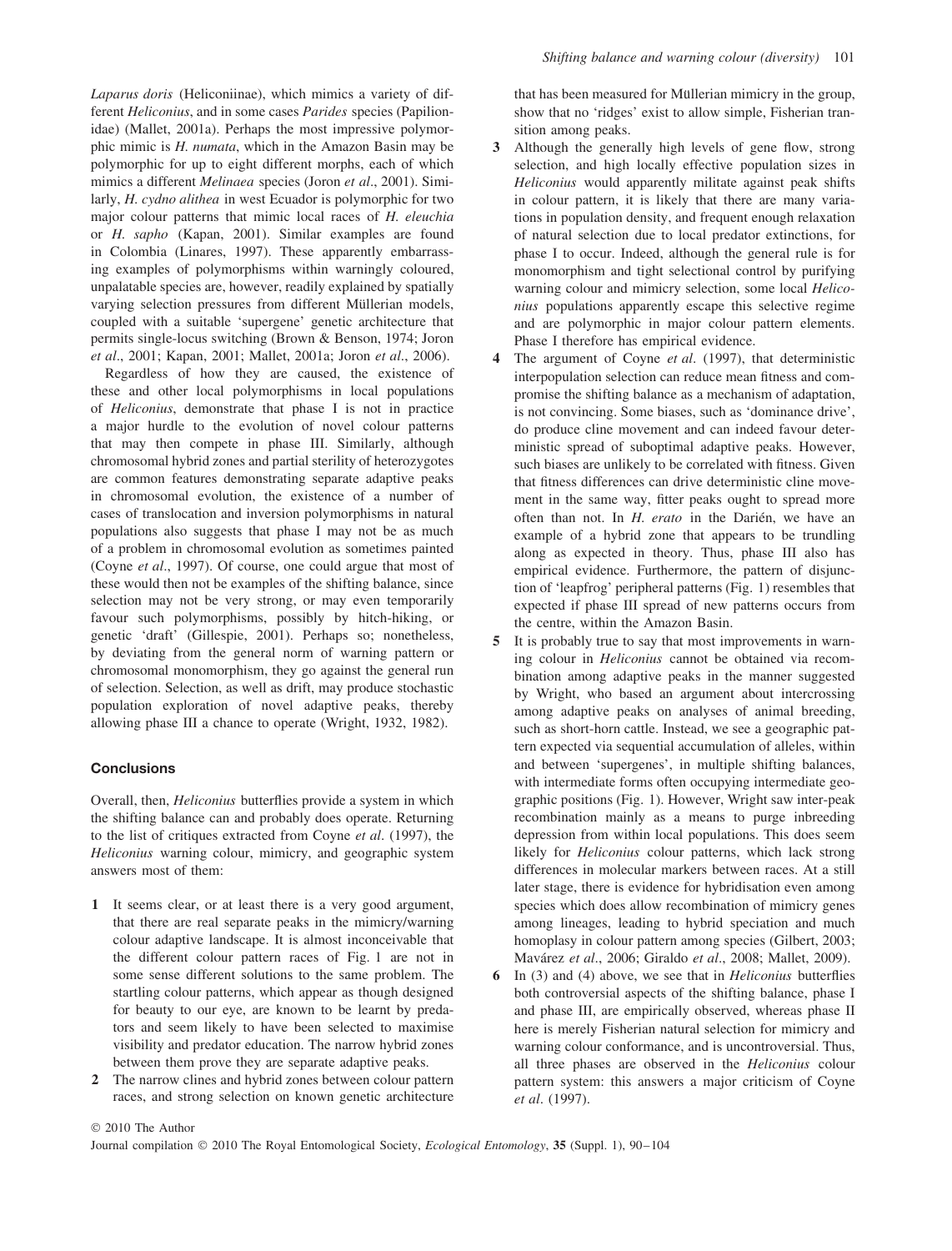*Laparus doris* (Heliconiinae), which mimics a variety of different *Heliconius*, and in some cases *Parides* species (Papilionidae) (Mallet, 2001a). Perhaps the most impressive polymorphic mimic is *H. numata*, which in the Amazon Basin may be polymorphic for up to eight different morphs, each of which mimics a different *Melinaea* species (Joron *et al*., 2001). Similarly, *H. cydno alithea* in west Ecuador is polymorphic for two major colour patterns that mimic local races of *H. eleuchia* or *H. sapho* (Kapan, 2001). Similar examples are found in Colombia (Linares, 1997). These apparently embarrassing examples of polymorphisms within warningly coloured, unpalatable species are, however, readily explained by spatially varying selection pressures from different Müllerian models, coupled with a suitable 'supergene' genetic architecture that permits single-locus switching (Brown & Benson, 1974; Joron *et al*., 2001; Kapan, 2001; Mallet, 2001a; Joron *et al*., 2006).

Regardless of how they are caused, the existence of these and other local polymorphisms in local populations of *Heliconius*, demonstrate that phase I is not in practice a major hurdle to the evolution of novel colour patterns that may then compete in phase III. Similarly, although chromosomal hybrid zones and partial sterility of heterozygotes are common features demonstrating separate adaptive peaks in chromosomal evolution, the existence of a number of cases of translocation and inversion polymorphisms in natural populations also suggests that phase I may not be as much of a problem in chromosomal evolution as sometimes painted (Coyne *et al*., 1997). Of course, one could argue that most of these would then not be examples of the shifting balance, since selection may not be very strong, or may even temporarily favour such polymorphisms, possibly by hitch-hiking, or genetic 'draft' (Gillespie, 2001). Perhaps so; nonetheless, by deviating from the general norm of warning pattern or chromosomal monomorphism, they go against the general run of selection. Selection, as well as drift, may produce stochastic population exploration of novel adaptive peaks, thereby allowing phase III a chance to operate (Wright, 1932, 1982).

## Conclusions

Overall, then, *Heliconius* butterflies provide a system in which the shifting balance can and probably does operate. Returning to the list of critiques extracted from Coyne *et al*. (1997), the *Heliconius* warning colour, mimicry, and geographic system answers most of them:

1. It seems clear, or at least there is a very good argument, that there are real separate peaks in the mimicry/warning colour adaptive landscape. It is almost inconceivable that the different colour pattern races of Fig. 1 are not in some sense different solutions to the same problem. The startling colour patterns, which appear as though designed for beauty to our eye, are known to be learnt by predators and seem likely to have been selected to maximise visibility and predator education. The narrow hybrid zones between them prove they are separate adaptive peaks.
2. The narrow clines and hybrid zones between colour pattern races, and strong selection on known genetic architecture that has been measured for Müllerian mimicry in the group, show that no 'ridges' exist to allow simple, Fisherian transition among peaks.
3. Although the generally high levels of gene flow, strong selection, and high locally effective population sizes in *Heliconius* would apparently militate against peak shifts in colour pattern, it is likely that there are many variations in population density, and frequent enough relaxation of natural selection due to local predator extinctions, for phase I to occur. Indeed, although the general rule is for monomorphism and tight selectional control by purifying warning colour and mimicry selection, some local *Heliconius* populations apparently escape this selective regime and are polymorphic in major colour pattern elements. Phase I therefore has empirical evidence.
4. The argument of Coyne *et al*. (1997), that deterministic interpopulation selection can reduce mean fitness and compromise the shifting balance as a mechanism of adaptation, is not convincing. Some biases, such as 'dominance drive', do produce cline movement and can indeed favour deterministic spread of suboptimal adaptive peaks. However, such biases are unlikely to be correlated with fitness. Given that fitness differences can drive deterministic cline movement in the same way, fitter peaks ought to spread more often than not. In *H. erato* in the Darién, we have an example of a hybrid zone that appears to be trundling along as expected in theory. Thus, phase III also has empirical evidence. Furthermore, the pattern of disjunction of 'leapfrog' peripheral patterns (Fig. 1) resembles that expected if phase III spread of new patterns occurs from the centre, within the Amazon Basin.
5. It is probably true to say that most improvements in warning colour in *Heliconius* cannot be obtained via recombination among adaptive peaks in the manner suggested by Wright, who based an argument about intercrossing among adaptive peaks on analyses of animal breeding, such as short-horn cattle. Instead, we see a geographic pattern expected via sequential accumulation of alleles, within and between 'supergenes', in multiple shifting balances, with intermediate forms often occupying intermediate geographic positions (Fig. 1). However, Wright saw inter-peak recombination mainly as a means to purge inbreeding depression from within local populations. This does seem likely for *Heliconius* colour patterns, which lack strong differences in molecular markers between races. At a still later stage, there is evidence for hybridisation even among species which does allow recombination of mimicry genes among lineages, leading to hybrid speciation and much homoplasy in colour pattern among species (Gilbert, 2003; Mavárez *et al*., 2006; Giraldo *et al*., 2008; Mallet, 2009).
6. In (3) and (4) above, we see that in *Heliconius* butterflies both controversial aspects of the shifting balance, phase I and phase III, are empirically observed, whereas phase II here is merely Fisherian natural selection for mimicry and warning colour conformance, and is uncontroversial. Thus, all three phases are observed in the *Heliconius* colour pattern system: this answers a major criticism of Coyne *et al*. (1997).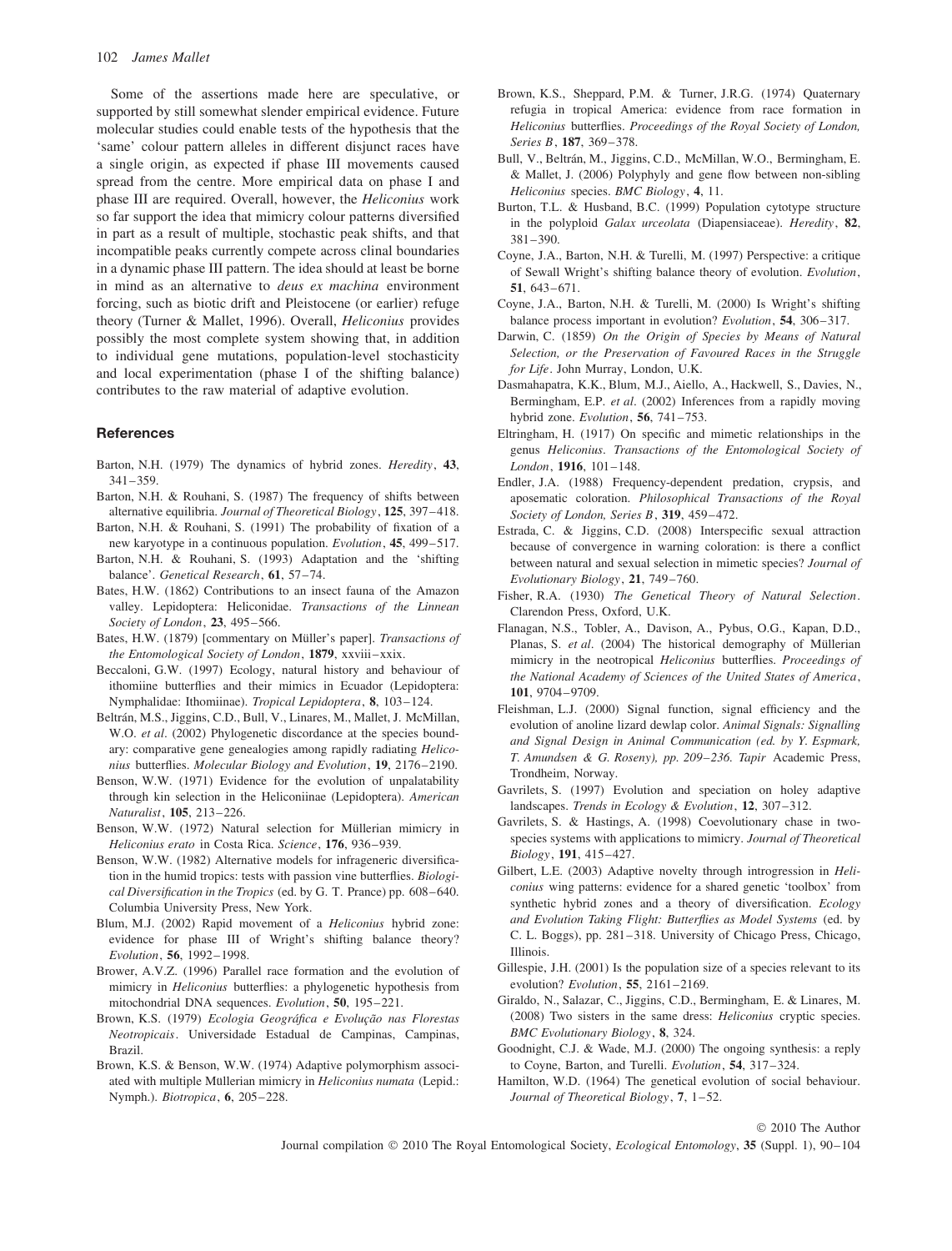Some of the assertions made here are speculative, or supported by still somewhat slender empirical evidence. Future molecular studies could enable tests of the hypothesis that the 'same' colour pattern alleles in different disjunct races have a single origin, as expected if phase III movements caused spread from the centre. More empirical data on phase I and phase III are required. Overall, however, the *Heliconius* work so far support the idea that mimicry colour patterns diversified in part as a result of multiple, stochastic peak shifts, and that incompatible peaks currently compete across clinal boundaries in a dynamic phase III pattern. The idea should at least be borne in mind as an alternative to *deus ex machina* environment forcing, such as biotic drift and Pleistocene (or earlier) refuge theory (Turner & Mallet, 1996). Overall, *Heliconius* provides possibly the most complete system showing that, in addition to individual gene mutations, population-level stochasticity and local experimentation (phase I of the shifting balance) contributes to the raw material of adaptive evolution.

## References

Barton, N.H. (1979) The dynamics of hybrid zones. *Heredity*, **43**, 341–359.

Barton, N.H. & Rouhani, S. (1987) The frequency of shifts between alternative equilibria. *Journal of Theoretical Biology*, **125**, 397–418.

Barton, N.H. & Rouhani, S. (1991) The probability of fixation of a new karyotype in a continuous population. *Evolution*, **45**, 499–517.

Barton, N.H. & Rouhani, S. (1993) Adaptation and the 'shifting balance'. *Genetical Research*, **61**, 57–74.

Bates, H.W. (1862) Contributions to an insect fauna of the Amazon valley. Lepidoptera: Heliconidae. *Transactions of the Linnean Society of London*, **23**, 495–566.

Bates, H.W. (1879) [commentary on Müller's paper]. *Transactions of the Entomological Society of London*, **1879**, xxviii–xxix.

Beccaloni, G.W. (1997) Ecology, natural history and behaviour of ithomiine butterflies and their mimics in Ecuador (Lepidoptera: Nymphalidae: Ithomiinae). *Tropical Lepidoptera*, **8**, 103–124.

Beltrán, M.S., Jiggins, C.D., Bull, V., Linares, M., Mallet, J. McMillan, W.O. *et al*. (2002) Phylogenetic discordance at the species boundary: comparative gene genealogies among rapidly radiating *Heliconius* butterflies. *Molecular Biology and Evolution*, **19**, 2176–2190.

Benson, W.W. (1971) Evidence for the evolution of unpalatability through kin selection in the Heliconiinae (Lepidoptera). *American Naturalist*, **105**, 213–226.

Benson, W.W. (1972) Natural selection for Müllerian mimicry in *Heliconius erato* in Costa Rica. *Science*, **176**, 936–939.

Benson, W.W. (1982) Alternative models for infrageneric diversification in the humid tropics: tests with passion vine butterflies. *Biological Diversification in the Tropics* (ed. by G. T. Prance) pp. 608–640. Columbia University Press, New York.

Blum, M.J. (2002) Rapid movement of a *Heliconius* hybrid zone: evidence for phase III of Wright's shifting balance theory? *Evolution*, **56**, 1992–1998.

Brower, A.V.Z. (1996) Parallel race formation and the evolution of mimicry in *Heliconius* butterflies: a phylogenetic hypothesis from mitochondrial DNA sequences. *Evolution*, **50**, 195–221.

Brown, K.S. (1979) *Ecologia Geográfica e Evolução nas Florestas Neotropicais*. Universidade Estadual de Campinas, Campinas, Brazil.

Brown, K.S. & Benson, W.W. (1974) Adaptive polymorphism associated with multiple Müllerian mimicry in *Heliconius numata* (Lepid.: Nymph.). *Biotropica*, **6**, 205–228.

Brown, K.S., Sheppard, P.M. & Turner, J.R.G. (1974) Quaternary refugia in tropical America: evidence from race formation in *Heliconius* butterflies. *Proceedings of the Royal Society of London, Series B*, **187**, 369–378.

Bull, V., Beltrán, M., Jiggins, C.D., McMillan, W.O., Bermingham, E. & Mallet, J. (2006) Polyphyly and gene flow between non-sibling *Heliconius* species. *BMC Biology*, **4**, 11.

Burton, T.L. & Husband, B.C. (1999) Population cytotype structure in the polyploid *Galax urceolata* (Diapensiaceae). *Heredity*, **82**, 381–390.

Coyne, J.A., Barton, N.H. & Turelli, M. (1997) Perspective: a critique of Sewall Wright's shifting balance theory of evolution. *Evolution*, **51**, 643–671.

Coyne, J.A., Barton, N.H. & Turelli, M. (2000) Is Wright's shifting balance process important in evolution? *Evolution*, **54**, 306–317.

Darwin, C. (1859) *On the Origin of Species by Means of Natural Selection, or the Preservation of Favoured Races in the Struggle for Life*. John Murray, London, U.K.

Dasmahapatra, K.K., Blum, M.J., Aiello, A., Hackwell, S., Davies, N., Bermingham, E.P. *et al*. (2002) Inferences from a rapidly moving hybrid zone. *Evolution*, **56**, 741–753.

Eltringham, H. (1917) On specific and mimetic relationships in the genus *Heliconius*. *Transactions of the Entomological Society of London*, **1916**, 101–148.

Endler, J.A. (1988) Frequency-dependent predation, crypsis, and aposematic coloration. *Philosophical Transactions of the Royal Society of London, Series B*, **319**, 459–472.

Estrada, C. & Jiggins, C.D. (2008) Interspecific sexual attraction because of convergence in warning coloration: is there a conflict between natural and sexual selection in mimetic species? *Journal of Evolutionary Biology*, **21**, 749–760.

Fisher, R.A. (1930) *The Genetical Theory of Natural Selection*. Clarendon Press, Oxford, U.K.

Flanagan, N.S., Tobler, A., Davison, A., Pybus, O.G., Kapan, D.D., Planas, S. *et al*. (2004) The historical demography of Müllerian mimicry in the neotropical *Heliconius* butterflies. *Proceedings of the National Academy of Sciences of the United States of America*, **101**, 9704–9709.

Fleishman, L.J. (2000) Signal function, signal efficiency and the evolution of anoline lizard dewlap color. *Animal Signals: Signalling and Signal Design in Animal Communication (ed. by Y. Espmark, T. Amundsen & G. Roseny), pp. 209–236. Tapir* Academic Press, Trondheim, Norway.

Gavrilets, S. (1997) Evolution and speciation on holey adaptive landscapes. *Trends in Ecology & Evolution*, **12**, 307–312.

Gavrilets, S. & Hastings, A. (1998) Coevolutionary chase in two-species systems with applications to mimicry. *Journal of Theoretical Biology*, **191**, 415–427.

Gilbert, L.E. (2003) Adaptive novelty through introgression in *Heliconius* wing patterns: evidence for a shared genetic 'toolbox' from synthetic hybrid zones and a theory of diversification. *Ecology and Evolution Taking Flight: Butterflies as Model Systems* (ed. by C. L. Boggs), pp. 281–318. University of Chicago Press, Chicago, Illinois.

Gillespie, J.H. (2001) Is the population size of a species relevant to its evolution? *Evolution*, **55**, 2161–2169.

Giraldo, N., Salazar, C., Jiggins, C.D., Bermingham, E. & Linares, M. (2008) Two sisters in the same dress: *Heliconius* cryptic species. *BMC Evolutionary Biology*, **8**, 324.

Goodnight, C.J. & Wade, M.J. (2000) The ongoing synthesis: a reply to Coyne, Barton, and Turelli. *Evolution*, **54**, 317–324.

Hamilton, W.D. (1964) The genetical evolution of social behaviour. *Journal of Theoretical Biology*, **7**, 1–52.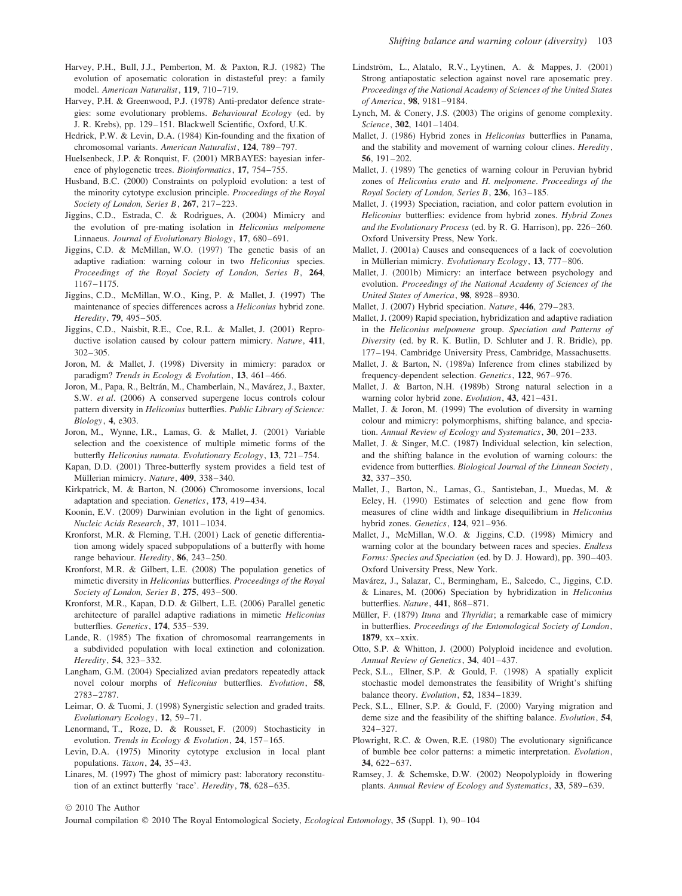Harvey, P.H., Bull, J.J., Pemberton, M. & Paxton, R.J. (1982) The evolution of aposematic coloration in distasteful prey: a family model. *American Naturalist*, **119**, 710–719.

Harvey, P.H. & Greenwood, P.J. (1978) Anti-predator defence strategies: some evolutionary problems. *Behavioural Ecology* (ed. by J. R. Krebs), pp. 129–151. Blackwell Scientific, Oxford, U.K.

Hedrick, P.W. & Levin, D.A. (1984) Kin-founding and the fixation of chromosomal variants. *American Naturalist*, **124**, 789–797.

Huelsenbeck, J.P. & Ronquist, F. (2001) MRBAYES: bayesian inference of phylogenetic trees. *Bioinformatics*, **17**, 754–755.

Husband, B.C. (2000) Constraints on polyploid evolution: a test of the minority cytotype exclusion principle. *Proceedings of the Royal Society of London, Series B*, **267**, 217–223.

Jiggins, C.D., Estrada, C. & Rodrigues, A. (2004) Mimicry and the evolution of pre-mating isolation in *Heliconius melpomene* Linnaeus. *Journal of Evolutionary Biology*, **17**, 680–691.

Jiggins, C.D. & McMillan, W.O. (1997) The genetic basis of an adaptive radiation: warning colour in two *Heliconius* species. *Proceedings of the Royal Society of London, Series B*, **264**, 1167–1175.

Jiggins, C.D., McMillan, W.O., King, P. & Mallet, J. (1997) The maintenance of species differences across a *Heliconius* hybrid zone. *Heredity*, **79**, 495–505.

Jiggins, C.D., Naisbit, R.E., Coe, R.L. & Mallet, J. (2001) Reproductive isolation caused by colour pattern mimicry. *Nature*, **411**, 302–305.

Joron, M. & Mallet, J. (1998) Diversity in mimicry: paradox or paradigm? *Trends in Ecology & Evolution*, **13**, 461–466.

Joron, M., Papa, R., Beltrán, M., Chamberlain, N., Mavárez, J., Baxter, S.W. *et al*. (2006) A conserved supergene locus controls colour pattern diversity in *Heliconius* butterflies. *Public Library of Science: Biology*, **4**, e303.

Joron, M., Wynne, I.R., Lamas, G. & Mallet, J. (2001) Variable selection and the coexistence of multiple mimetic forms of the butterfly *Heliconius numata*. *Evolutionary Ecology*, **13**, 721–754.

Kapan, D.D. (2001) Three-butterfly system provides a field test of Müllerian mimicry. *Nature*, **409**, 338–340.

Kirkpatrick, M. & Barton, N. (2006) Chromosome inversions, local adaptation and speciation. *Genetics*, **173**, 419–434.

Koonin, E.V. (2009) Darwinian evolution in the light of genomics. *Nucleic Acids Research*, **37**, 1011–1034.

Kronforst, M.R. & Fleming, T.H. (2001) Lack of genetic differentiation among widely spaced subpopulations of a butterfly with home range behaviour. *Heredity*, **86**, 243–250.

Kronforst, M.R. & Gilbert, L.E. (2008) The population genetics of mimetic diversity in *Heliconius* butterflies. *Proceedings of the Royal Society of London, Series B*, **275**, 493–500.

Kronforst, M.R., Kapan, D.D. & Gilbert, L.E. (2006) Parallel genetic architecture of parallel adaptive radiations in mimetic *Heliconius* butterflies. *Genetics*, **174**, 535–539.

Lande, R. (1985) The fixation of chromosomal rearrangements in a subdivided population with local extinction and colonization. *Heredity*, **54**, 323–332.

Langham, G.M. (2004) Specialized avian predators repeatedly attack novel colour morphs of *Heliconius* butterflies. *Evolution*, **58**, 2783–2787.

Leimar, O. & Tuomi, J. (1998) Synergistic selection and graded traits. *Evolutionary Ecology*, **12**, 59–71.

Lenormand, T., Roze, D. & Rousset, F. (2009) Stochasticity in evolution. *Trends in Ecology & Evolution*, **24**, 157–165.

Levin, D.A. (1975) Minority cytotype exclusion in local plant populations. *Taxon*, **24**, 35–43.

Linares, M. (1997) The ghost of mimicry past: laboratory reconstitution of an extinct butterfly 'race'. *Heredity*, **78**, 628–635.

Lindström, L., Alatalo, R.V., Lyytinen, A. & Mappes, J. (2001) Strong antiapostatic selection against novel rare aposematic prey. *Proceedings of the National Academy of Sciences of the United States of America*, **98**, 9181–9184.

Lynch, M. & Conery, J.S. (2003) The origins of genome complexity. *Science*, **302**, 1401–1404.

Mallet, J. (1986) Hybrid zones in *Heliconius* butterflies in Panama, and the stability and movement of warning colour clines. *Heredity*, **56**, 191–202.

Mallet, J. (1989) The genetics of warning colour in Peruvian hybrid zones of *Heliconius erato* and *H. melpomene*. *Proceedings of the Royal Society of London, Series B*, **236**, 163–185.

Mallet, J. (1993) Speciation, raciation, and color pattern evolution in *Heliconius* butterflies: evidence from hybrid zones. *Hybrid Zones and the Evolutionary Process* (ed. by R. G. Harrison), pp. 226–260. Oxford University Press, New York.

Mallet, J. (2001a) Causes and consequences of a lack of coevolution in Müllerian mimicry. *Evolutionary Ecology*, **13**, 777–806.

Mallet, J. (2001b) Mimicry: an interface between psychology and evolution. *Proceedings of the National Academy of Sciences of the United States of America*, **98**, 8928–8930.

Mallet, J. (2007) Hybrid speciation. *Nature*, **446**, 279–283.

Mallet, J. (2009) Rapid speciation, hybridization and adaptive radiation in the *Heliconius melpomene* group. *Speciation and Patterns of Diversity* (ed. by R. K. Butlin, D. Schluter and J. R. Bridle), pp. 177–194. Cambridge University Press, Cambridge, Massachusetts.

Mallet, J. & Barton, N. (1989a) Inference from clines stabilized by frequency-dependent selection. *Genetics*, **122**, 967–976.

Mallet, J. & Barton, N.H. (1989b) Strong natural selection in a warning color hybrid zone. *Evolution*, **43**, 421–431.

Mallet, J. & Joron, M. (1999) The evolution of diversity in warning colour and mimicry: polymorphisms, shifting balance, and speciation. *Annual Review of Ecology and Systematics*, **30**, 201–233.

Mallet, J. & Singer, M.C. (1987) Individual selection, kin selection, and the shifting balance in the evolution of warning colours: the evidence from butterflies. *Biological Journal of the Linnean Society*, **32**, 337–350.

Mallet, J., Barton, N., Lamas, G., Santisteban, J., Muedas, M. & Eeley, H. (1990) Estimates of selection and gene flow from measures of cline width and linkage disequilibrium in *Heliconius* hybrid zones. *Genetics*, **124**, 921–936.

Mallet, J., McMillan, W.O. & Jiggins, C.D. (1998) Mimicry and warning color at the boundary between races and species. *Endless Forms: Species and Speciation* (ed. by D. J. Howard), pp. 390–403. Oxford University Press, New York.

Mavárez, J., Salazar, C., Bermingham, E., Salcedo, C., Jiggins, C.D. & Linares, M. (2006) Speciation by hybridization in *Heliconius* butterflies. *Nature*, **441**, 868–871.

Müller, F. (1879) *Ituna* and *Thyridia*; a remarkable case of mimicry in butterflies. *Proceedings of the Entomological Society of London*, **1879**, xx–xxix.

Otto, S.P. & Whitton, J. (2000) Polyploid incidence and evolution. *Annual Review of Genetics*, **34**, 401–437.

Peck, S.L., Ellner, S.P. & Gould, F. (1998) A spatially explicit stochastic model demonstrates the feasibility of Wright's shifting balance theory. *Evolution*, **52**, 1834–1839.

Peck, S.L., Ellner, S.P. & Gould, F. (2000) Varying migration and deme size and the feasibility of the shifting balance. *Evolution*, **54**, 324–327.

Plowright, R.C. & Owen, R.E. (1980) The evolutionary significance of bumble bee color patterns: a mimetic interpretation. *Evolution*, **34**, 622–637.

Ramsey, J. & Schemske, D.W. (2002) Neopolyploidy in flowering plants. *Annual Review of Ecology and Systematics*, **33**, 589–639.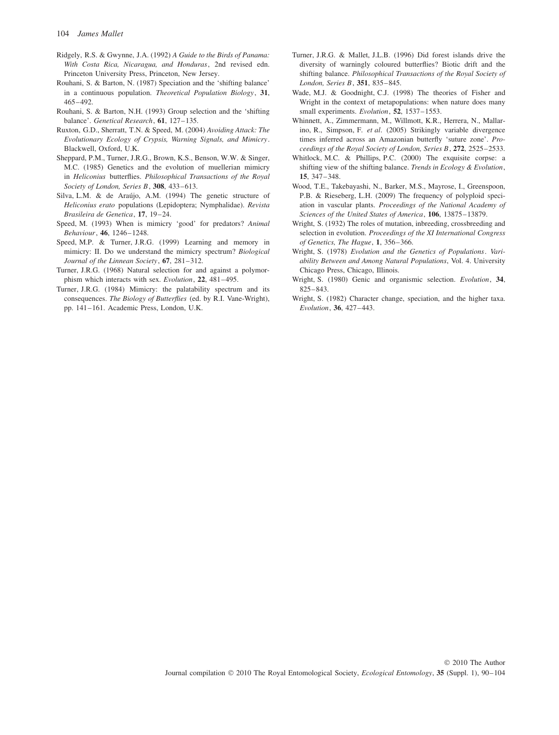Ridgely, R.S. & Gwynne, J.A. (1992) *A Guide to the Birds of Panama: With Costa Rica, Nicaragua, and Honduras*, 2nd revised edn. Princeton University Press, Princeton, New Jersey.

Rouhani, S. & Barton, N. (1987) Speciation and the 'shifting balance' in a continuous population. *Theoretical Population Biology*, **31**, 465–492.

Rouhani, S. & Barton, N.H. (1993) Group selection and the 'shifting balance'. *Genetical Research*, **61**, 127–135.

Ruxton, G.D., Sherratt, T.N. & Speed, M. (2004) *Avoiding Attack: The Evolutionary Ecology of Crypsis, Warning Signals, and Mimicry*. Blackwell, Oxford, U.K.

Sheppard, P.M., Turner, J.R.G., Brown, K.S., Benson, W.W. & Singer, M.C. (1985) Genetics and the evolution of muellerian mimicry in *Heliconius* butterflies. *Philosophical Transactions of the Royal Society of London, Series B*, **308**, 433–613.

Silva, L.M. & de Araújo, A.M. (1994) The genetic structure of *Heliconius erato* populations (Lepidoptera; Nymphalidae). *Revista Brasileira de Genetica*, **17**, 19–24.

Speed, M. (1993) When is mimicry 'good' for predators? *Animal Behaviour*, **46**, 1246–1248.

Speed, M.P. & Turner, J.R.G. (1999) Learning and memory in mimicry: II. Do we understand the mimicry spectrum? *Biological Journal of the Linnean Society*, **67**, 281–312.

Turner, J.R.G. (1968) Natural selection for and against a polymorphism which interacts with sex. *Evolution*, **22**, 481–495.

Turner, J.R.G. (1984) Mimicry: the palatability spectrum and its consequences. *The Biology of Butterflies* (ed. by R.I. Vane-Wright), pp. 141–161. Academic Press, London, U.K.

Turner, J.R.G. & Mallet, J.L.B. (1996) Did forest islands drive the diversity of warningly coloured butterflies? Biotic drift and the shifting balance. *Philosophical Transactions of the Royal Society of London, Series B*, **351**, 835–845.

Wade, M.J. & Goodnight, C.J. (1998) The theories of Fisher and Wright in the context of metapopulations: when nature does many small experiments. *Evolution*, **52**, 1537–1553.

Whinnett, A., Zimmermann, M., Willmott, K.R., Herrera, N., Mallarino, R., Simpson, F. *et al*. (2005) Strikingly variable divergence times inferred across an Amazonian butterfly 'suture zone'. *Proceedings of the Royal Society of London, Series B*, **272**, 2525–2533.

Whitlock, M.C. & Phillips, P.C. (2000) The exquisite corpse: a shifting view of the shifting balance. *Trends in Ecology & Evolution*, **15**, 347–348.

Wood, T.E., Takebayashi, N., Barker, M.S., Mayrose, I., Greenspoon, P.B. & Rieseberg, L.H. (2009) The frequency of polyploid speciation in vascular plants. *Proceedings of the National Academy of Sciences of the United States of America*, **106**, 13875–13879.

Wright, S. (1932) The roles of mutation, inbreeding, crossbreeding and selection in evolution. *Proceedings of the XI International Congress of Genetics, The Hague*, **1**, 356–366.

Wright, S. (1978) *Evolution and the Genetics of Populations. Variability Between and Among Natural Populations*, Vol. 4. University Chicago Press, Chicago, Illinois.

Wright, S. (1980) Genic and organismic selection. *Evolution*, **34**, 825–843.

Wright, S. (1982) Character change, speciation, and the higher taxa. *Evolution*, **36**, 427–443.